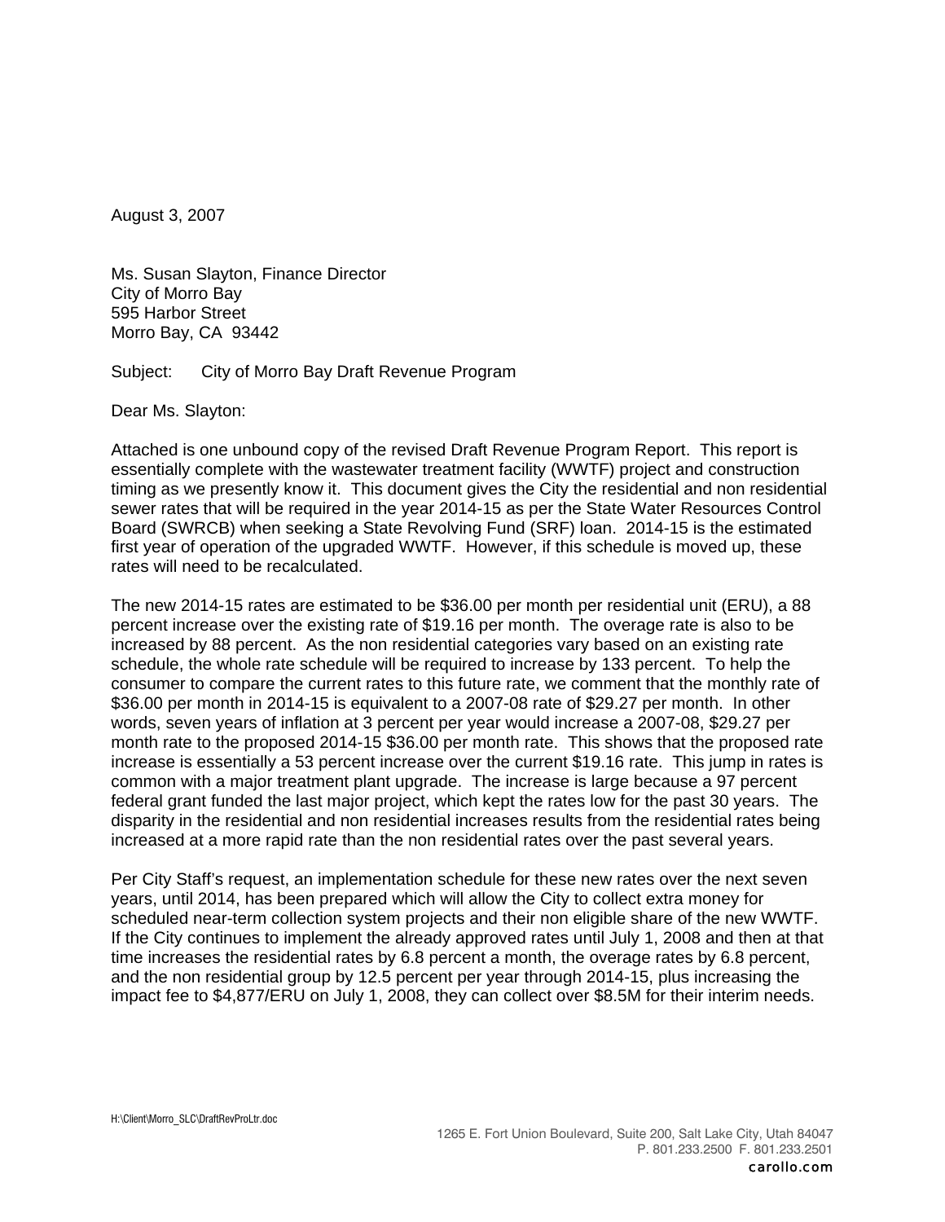August 3, 2007

Ms. Susan Slayton, Finance Director
City of Morro Bay
595 Harbor Street
Morro Bay, CA 93442

Subject: City of Morro Bay Draft Revenue Program

Dear Ms. Slayton:

Attached is one unbound copy of the revised Draft Revenue Program Report. This report is essentially complete with the wastewater treatment facility (WWTF) project and construction timing as we presently know it. This document gives the City the residential and non residential sewer rates that will be required in the year 2014-15 as per the State Water Resources Control Board (SWRCB) when seeking a State Revolving Fund (SRF) loan. 2014-15 is the estimated first year of operation of the upgraded WWTF. However, if this schedule is moved up, these rates will need to be recalculated.

The new 2014-15 rates are estimated to be $36.00 per month per residential unit (ERU), a 88 percent increase over the existing rate of $19.16 per month. The overage rate is also to be increased by 88 percent. As the non residential categories vary based on an existing rate schedule, the whole rate schedule will be required to increase by 133 percent. To help the consumer to compare the current rates to this future rate, we comment that the monthly rate of $36.00 per month in 2014-15 is equivalent to a 2007-08 rate of $29.27 per month. In other words, seven years of inflation at 3 percent per year would increase a 2007-08, $29.27 per month rate to the proposed 2014-15 $36.00 per month rate. This shows that the proposed rate increase is essentially a 53 percent increase over the current $19.16 rate. This jump in rates is common with a major treatment plant upgrade. The increase is large because a 97 percent federal grant funded the last major project, which kept the rates low for the past 30 years. The disparity in the residential and non residential increases results from the residential rates being increased at a more rapid rate than the non residential rates over the past several years.

Per City Staff's request, an implementation schedule for these new rates over the next seven years, until 2014, has been prepared which will allow the City to collect extra money for scheduled near-term collection system projects and their non eligible share of the new WWTF. If the City continues to implement the already approved rates until July 1, 2008 and then at that time increases the residential rates by 6.8 percent a month, the overage rates by 6.8 percent, and the non residential group by 12.5 percent per year through 2014-15, plus increasing the impact fee to $4,877/ERU on July 1, 2008, they can collect over $8.5M for their interim needs.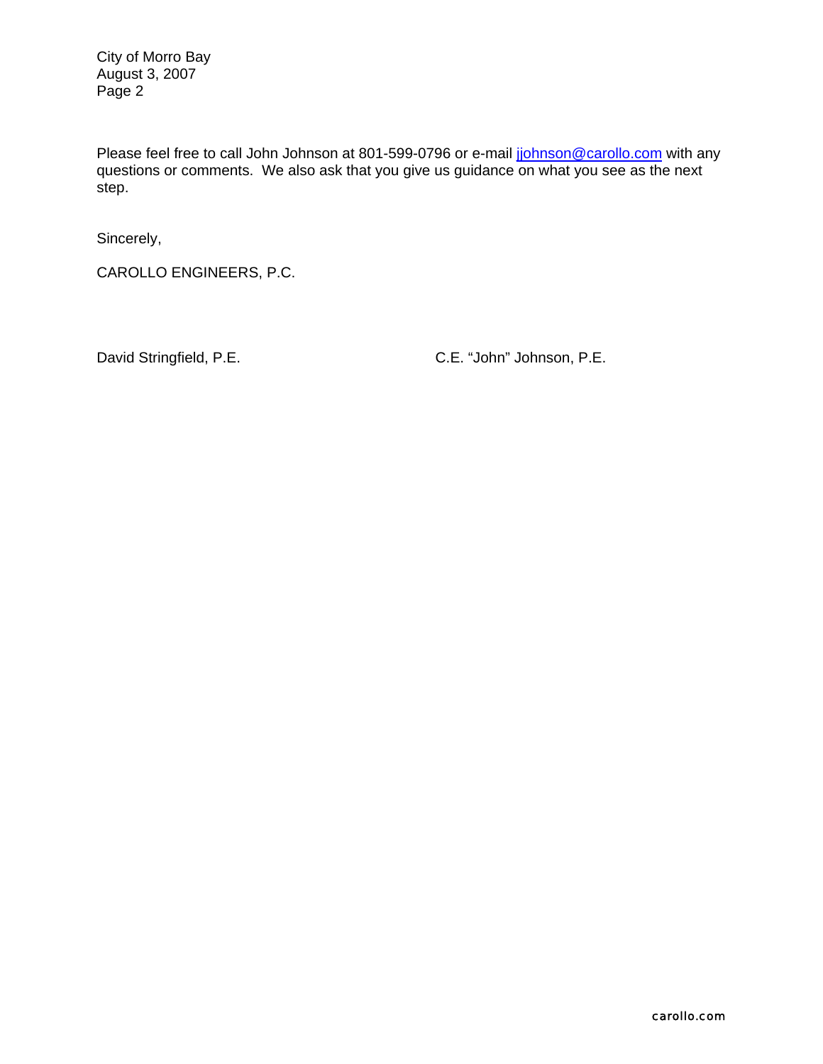Please feel free to call John Johnson at 801-599-0796 or e-mail jjohnson@carollo.com with any questions or comments. We also ask that you give us guidance on what you see as the next step.

Sincerely,

CAROLLO ENGINEERS, P.C.

David Stringfield, P.E.

C.E. "John" Johnson, P.E.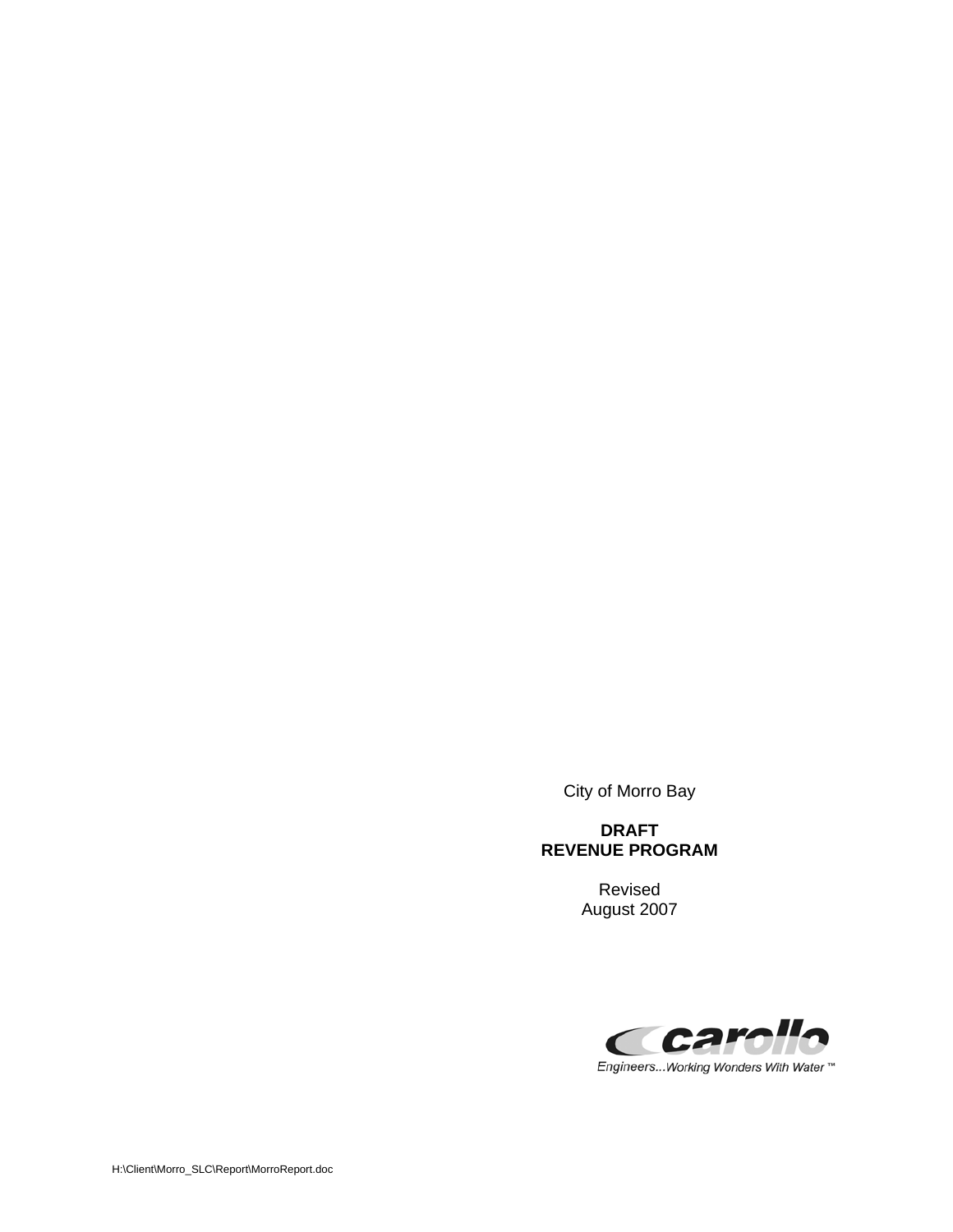City of Morro Bay

**DRAFT**
**REVENUE PROGRAM**

Revised
August 2007

carollo
Engineers...Working Wonders With Water ™

H:\Client\Morro_SLC\Report\MorroReport.doc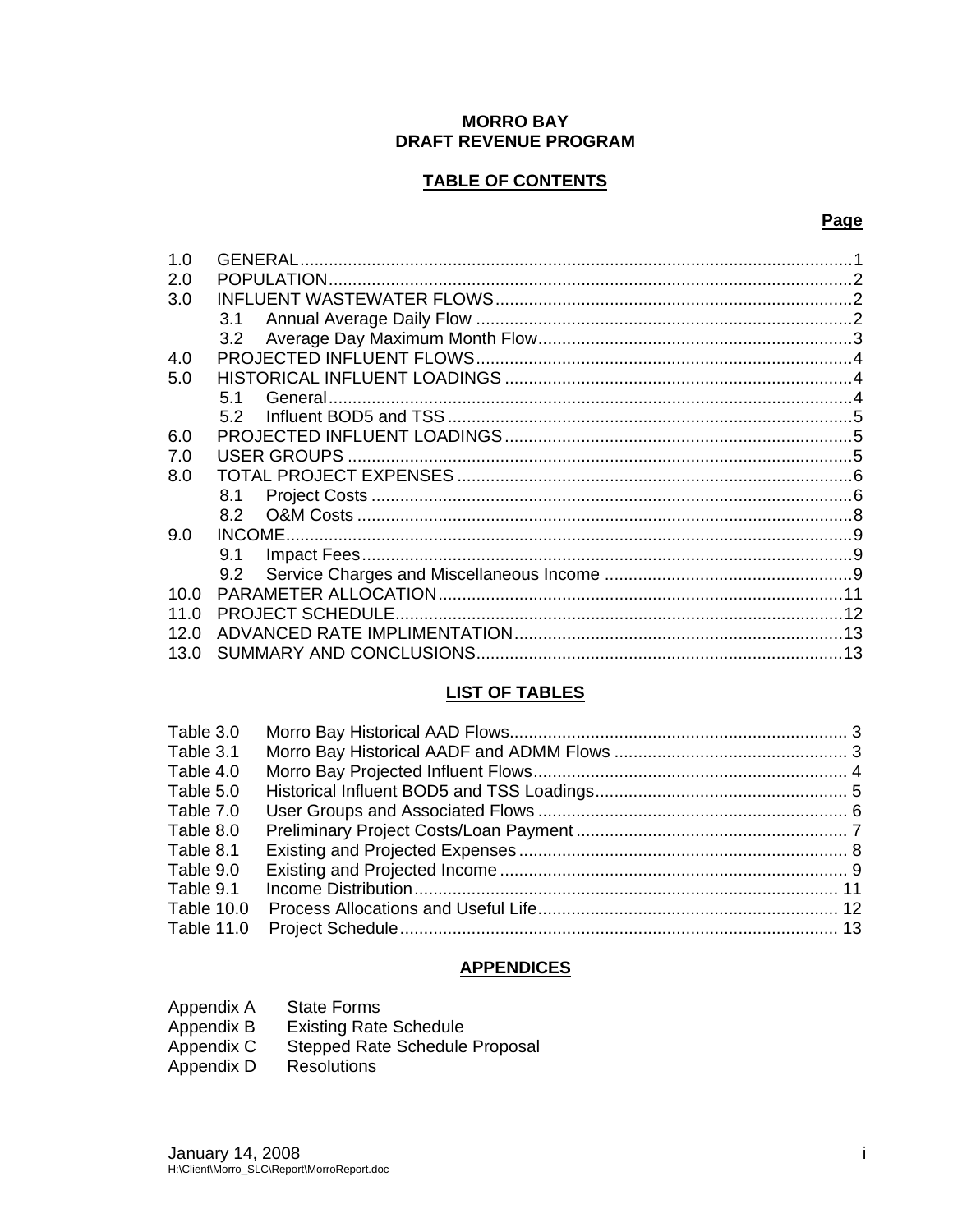**MORRO BAY**
**DRAFT REVENUE PROGRAM**

**TABLE OF CONTENTS**

**Page**

1.0 GENERAL....1
2.0 POPULATION....2
3.0 INFLUENT WASTEWATER FLOWS....2
- 3.1 Annual Average Daily Flow....2
- 3.2 Average Day Maximum Month Flow....3

4.0 PROJECTED INFLUENT FLOWS....4
5.0 HISTORICAL INFLUENT LOADINGS....4
- 5.1 General....4
- 5.2 Influent BOD5 and TSS....5

6.0 PROJECTED INFLUENT LOADINGS....5
7.0 USER GROUPS....5
8.0 TOTAL PROJECT EXPENSES....6
- 8.1 Project Costs....6
- 8.2 O&M Costs....8

9.0 INCOME....9
- 9.1 Impact Fees....9
- 9.2 Service Charges and Miscellaneous Income....9

10.0 PARAMETER ALLOCATION....11
11.0 PROJECT SCHEDULE....12
12.0 ADVANCED RATE IMPLIMENTATION....13
13.0 SUMMARY AND CONCLUSIONS....13

**LIST OF TABLES**

Table 3.0 Morro Bay Historical AAD Flows....3
Table 3.1 Morro Bay Historical AADF and ADMM Flows....3
Table 4.0 Morro Bay Projected Influent Flows....4
Table 5.0 Historical Influent BOD5 and TSS Loadings....5
Table 7.0 User Groups and Associated Flows....6
Table 8.0 Preliminary Project Costs/Loan Payment....7
Table 8.1 Existing and Projected Expenses....8
Table 9.0 Existing and Projected Income....9
Table 9.1 Income Distribution....11
Table 10.0 Process Allocations and Useful Life....12
Table 11.0 Project Schedule....13

**APPENDICES**

Appendix A State Forms
Appendix B Existing Rate Schedule
Appendix C Stepped Rate Schedule Proposal
Appendix D Resolutions

January 14, 2008
H:\Client\Morro_SLC\Report\MorroReport.doc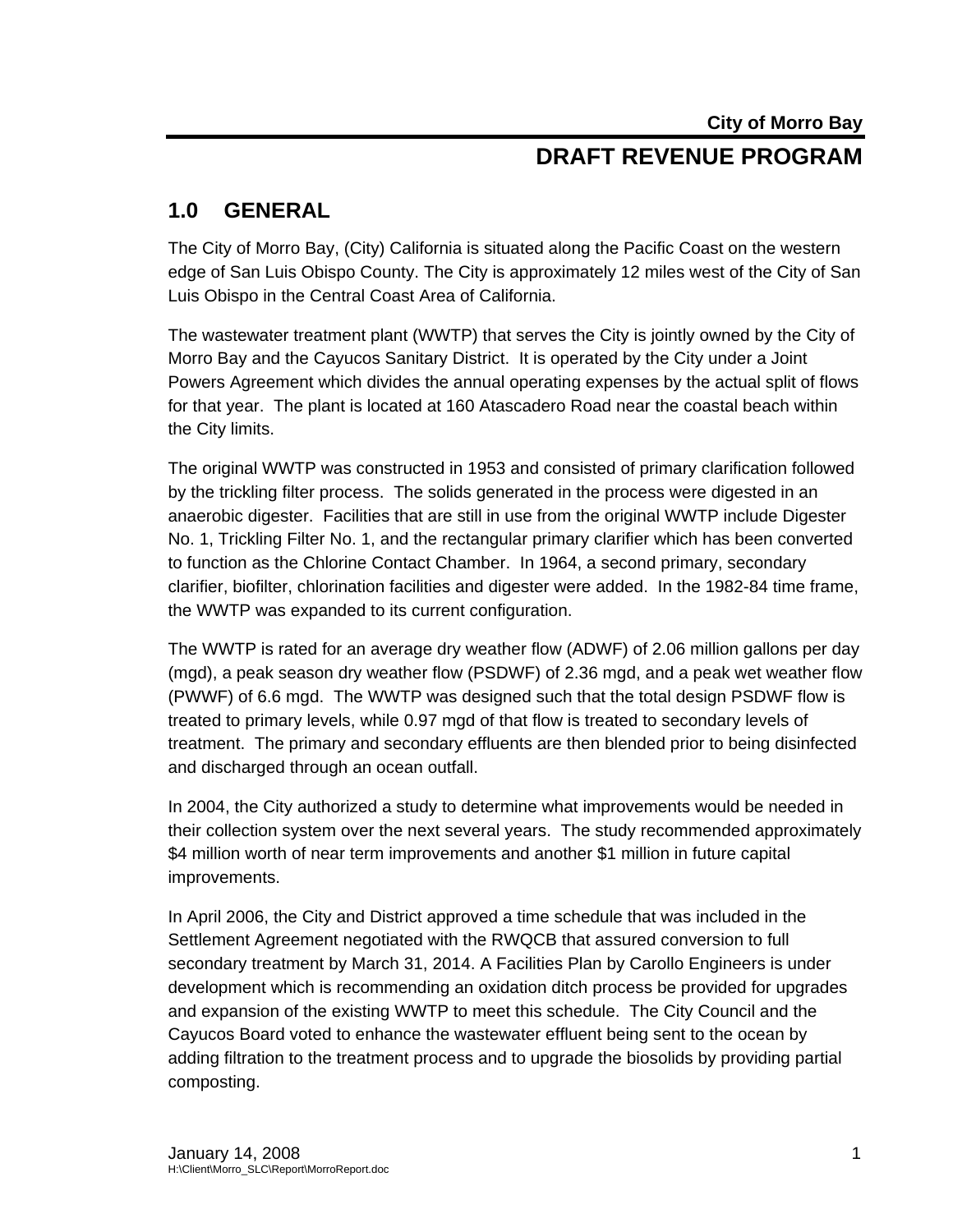## 1.0 GENERAL

The City of Morro Bay, (City) California is situated along the Pacific Coast on the western edge of San Luis Obispo County. The City is approximately 12 miles west of the City of San Luis Obispo in the Central Coast Area of California.

The wastewater treatment plant (WWTP) that serves the City is jointly owned by the City of Morro Bay and the Cayucos Sanitary District. It is operated by the City under a Joint Powers Agreement which divides the annual operating expenses by the actual split of flows for that year. The plant is located at 160 Atascadero Road near the coastal beach within the City limits.

The original WWTP was constructed in 1953 and consisted of primary clarification followed by the trickling filter process. The solids generated in the process were digested in an anaerobic digester. Facilities that are still in use from the original WWTP include Digester No. 1, Trickling Filter No. 1, and the rectangular primary clarifier which has been converted to function as the Chlorine Contact Chamber. In 1964, a second primary, secondary clarifier, biofilter, chlorination facilities and digester were added. In the 1982-84 time frame, the WWTP was expanded to its current configuration.

The WWTP is rated for an average dry weather flow (ADWF) of 2.06 million gallons per day (mgd), a peak season dry weather flow (PSDWF) of 2.36 mgd, and a peak wet weather flow (PWWF) of 6.6 mgd. The WWTP was designed such that the total design PSDWF flow is treated to primary levels, while 0.97 mgd of that flow is treated to secondary levels of treatment. The primary and secondary effluents are then blended prior to being disinfected and discharged through an ocean outfall.

In 2004, the City authorized a study to determine what improvements would be needed in their collection system over the next several years. The study recommended approximately $4 million worth of near term improvements and another $1 million in future capital improvements.

In April 2006, the City and District approved a time schedule that was included in the Settlement Agreement negotiated with the RWQCB that assured conversion to full secondary treatment by March 31, 2014. A Facilities Plan by Carollo Engineers is under development which is recommending an oxidation ditch process be provided for upgrades and expansion of the existing WWTP to meet this schedule. The City Council and the Cayucos Board voted to enhance the wastewater effluent being sent to the ocean by adding filtration to the treatment process and to upgrade the biosolids by providing partial composting.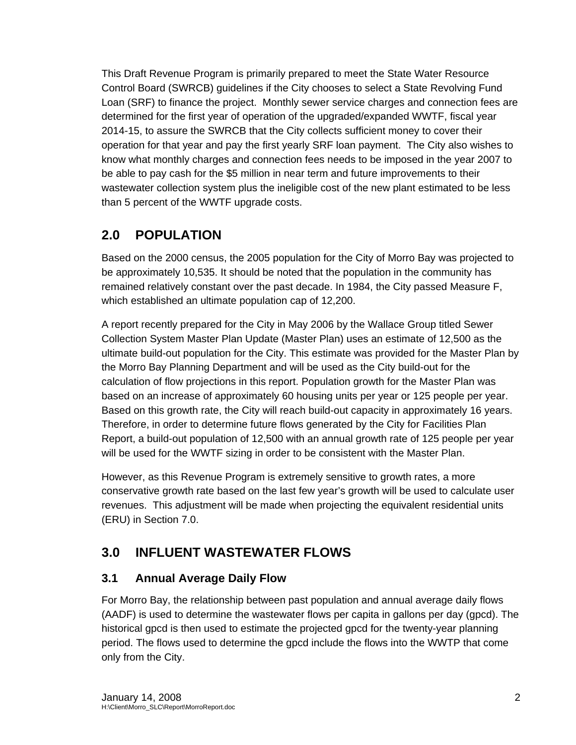This Draft Revenue Program is primarily prepared to meet the State Water Resource Control Board (SWRCB) guidelines if the City chooses to select a State Revolving Fund Loan (SRF) to finance the project. Monthly sewer service charges and connection fees are determined for the first year of operation of the upgraded/expanded WWTF, fiscal year 2014-15, to assure the SWRCB that the City collects sufficient money to cover their operation for that year and pay the first yearly SRF loan payment. The City also wishes to know what monthly charges and connection fees needs to be imposed in the year 2007 to be able to pay cash for the $5 million in near term and future improvements to their wastewater collection system plus the ineligible cost of the new plant estimated to be less than 5 percent of the WWTF upgrade costs.

## 2.0 POPULATION

Based on the 2000 census, the 2005 population for the City of Morro Bay was projected to be approximately 10,535. It should be noted that the population in the community has remained relatively constant over the past decade. In 1984, the City passed Measure F, which established an ultimate population cap of 12,200.

A report recently prepared for the City in May 2006 by the Wallace Group titled Sewer Collection System Master Plan Update (Master Plan) uses an estimate of 12,500 as the ultimate build-out population for the City. This estimate was provided for the Master Plan by the Morro Bay Planning Department and will be used as the City build-out for the calculation of flow projections in this report. Population growth for the Master Plan was based on an increase of approximately 60 housing units per year or 125 people per year. Based on this growth rate, the City will reach build-out capacity in approximately 16 years. Therefore, in order to determine future flows generated by the City for Facilities Plan Report, a build-out population of 12,500 with an annual growth rate of 125 people per year will be used for the WWTF sizing in order to be consistent with the Master Plan.

However, as this Revenue Program is extremely sensitive to growth rates, a more conservative growth rate based on the last few year's growth will be used to calculate user revenues. This adjustment will be made when projecting the equivalent residential units (ERU) in Section 7.0.

## 3.0 INFLUENT WASTEWATER FLOWS

### 3.1 Annual Average Daily Flow

For Morro Bay, the relationship between past population and annual average daily flows (AADF) is used to determine the wastewater flows per capita in gallons per day (gpcd). The historical gpcd is then used to estimate the projected gpcd for the twenty-year planning period. The flows used to determine the gpcd include the flows into the WWTP that come only from the City.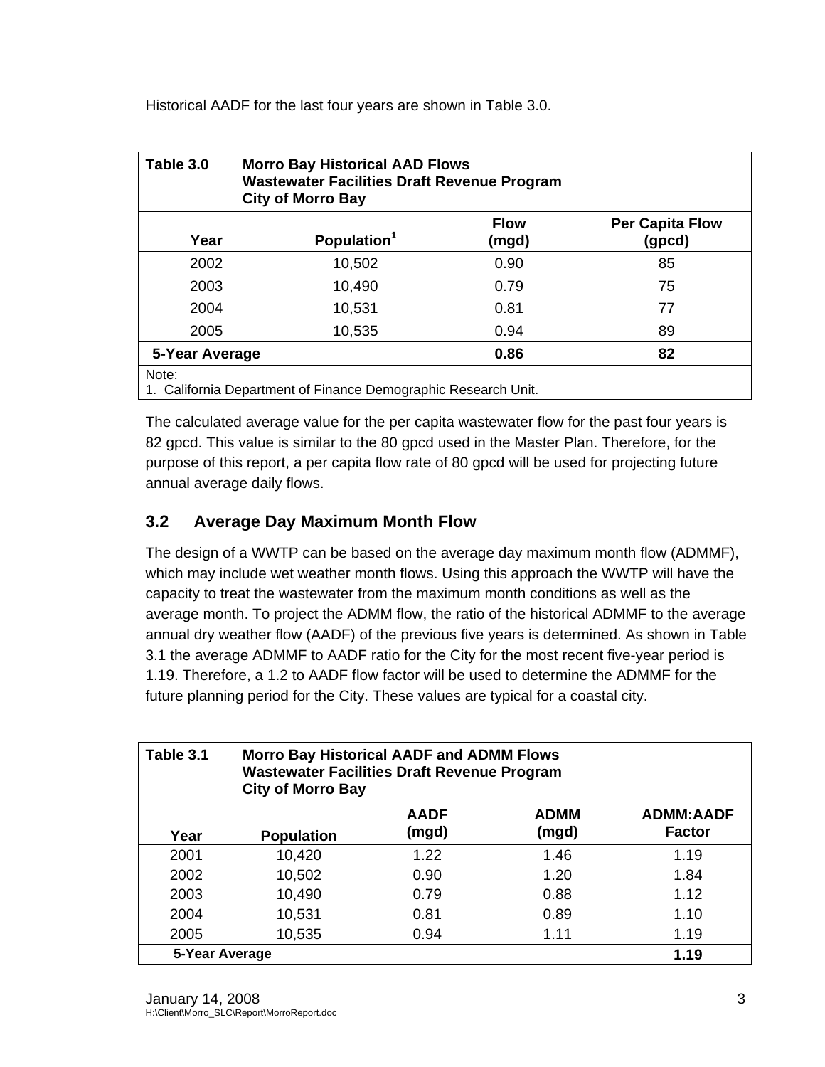Historical AADF for the last four years are shown in Table 3.0.

| Table 3.0 | Morro Bay Historical AAD Flows<br>Wastewater Facilities Draft Revenue Program<br>City of Morro Bay | | |
|---|---|---|---|
| **Year** | **Population[1]** | **Flow (mgd)** | **Per Capita Flow (gpcd)** |
| 2002 | 10,502 | 0.90 | 85 |
| 2003 | 10,490 | 0.79 | 75 |
| 2004 | 10,531 | 0.81 | 77 |
| 2005 | 10,535 | 0.94 | 89 |
| **5-Year Average** | | **0.86** | **82** |
| Note:<br>1. California Department of Finance Demographic Research Unit. | | | |

The calculated average value for the per capita wastewater flow for the past four years is 82 gpcd. This value is similar to the 80 gpcd used in the Master Plan. Therefore, for the purpose of this report, a per capita flow rate of 80 gpcd will be used for projecting future annual average daily flows.

## 3.2 Average Day Maximum Month Flow

The design of a WWTP can be based on the average day maximum month flow (ADMMF), which may include wet weather month flows. Using this approach the WWTP will have the capacity to treat the wastewater from the maximum month conditions as well as the average month. To project the ADMM flow, the ratio of the historical ADMMF to the average annual dry weather flow (AADF) of the previous five years is determined. As shown in Table 3.1 the average ADMMF to AADF ratio for the City for the most recent five-year period is 1.19. Therefore, a 1.2 to AADF flow factor will be used to determine the ADMMF for the future planning period for the City. These values are typical for a coastal city.

| Table 3.1 | Morro Bay Historical AADF and ADMM Flows<br>Wastewater Facilities Draft Revenue Program<br>City of Morro Bay | | | |
|---|---|---|---|---|
| **Year** | **Population** | **AADF (mgd)** | **ADMM (mgd)** | **ADMM:AADF Factor** |
| 2001 | 10,420 | 1.22 | 1.46 | 1.19 |
| 2002 | 10,502 | 0.90 | 1.20 | 1.84 |
| 2003 | 10,490 | 0.79 | 0.88 | 1.12 |
| 2004 | 10,531 | 0.81 | 0.89 | 1.10 |
| 2005 | 10,535 | 0.94 | 1.11 | 1.19 |
| **5-Year Average** | | | | **1.19** |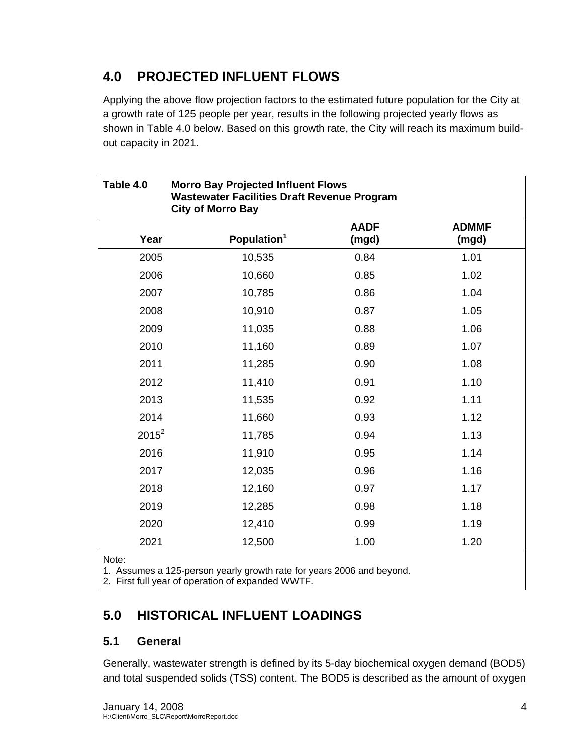## 4.0 PROJECTED INFLUENT FLOWS

Applying the above flow projection factors to the estimated future population for the City at a growth rate of 125 people per year, results in the following projected yearly flows as shown in Table 4.0 below. Based on this growth rate, the City will reach its maximum build-out capacity in 2021.

**Table 4.0 Morro Bay Projected Influent Flows**
**Wastewater Facilities Draft Revenue Program**
**City of Morro Bay**

| Year | Population[1] | AADF (mgd) | ADMMF (mgd) |
|---|---|---|---|
| 2005 | 10,535 | 0.84 | 1.01 |
| 2006 | 10,660 | 0.85 | 1.02 |
| 2007 | 10,785 | 0.86 | 1.04 |
| 2008 | 10,910 | 0.87 | 1.05 |
| 2009 | 11,035 | 0.88 | 1.06 |
| 2010 | 11,160 | 0.89 | 1.07 |
| 2011 | 11,285 | 0.90 | 1.08 |
| 2012 | 11,410 | 0.91 | 1.10 |
| 2013 | 11,535 | 0.92 | 1.11 |
| 2014 | 11,660 | 0.93 | 1.12 |
| 2015[2] | 11,785 | 0.94 | 1.13 |
| 2016 | 11,910 | 0.95 | 1.14 |
| 2017 | 12,035 | 0.96 | 1.16 |
| 2018 | 12,160 | 0.97 | 1.17 |
| 2019 | 12,285 | 0.98 | 1.18 |
| 2020 | 12,410 | 0.99 | 1.19 |
| 2021 | 12,500 | 1.00 | 1.20 |

Note:
1. Assumes a 125-person yearly growth rate for years 2006 and beyond.
2. First full year of operation of expanded WWTF.

## 5.0 HISTORICAL INFLUENT LOADINGS

### 5.1 General

Generally, wastewater strength is defined by its 5-day biochemical oxygen demand (BOD5) and total suspended solids (TSS) content. The BOD5 is described as the amount of oxygen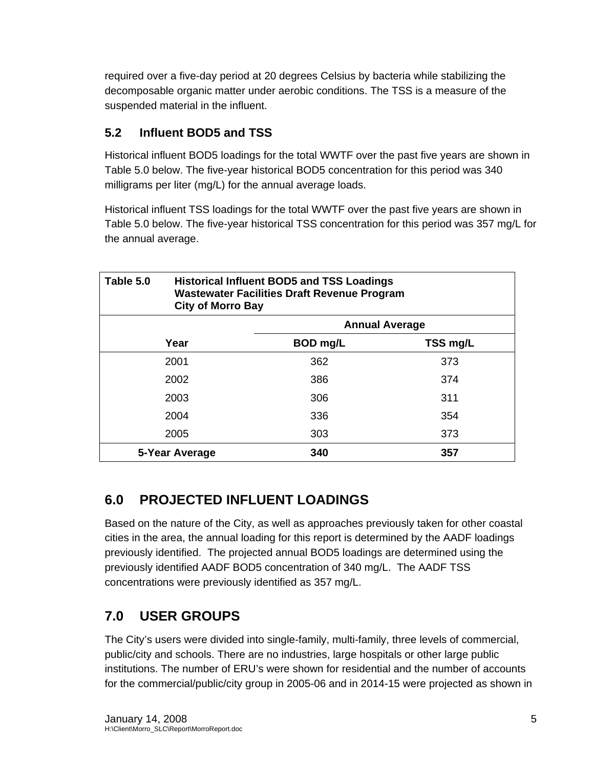required over a five-day period at 20 degrees Celsius by bacteria while stabilizing the decomposable organic matter under aerobic conditions. The TSS is a measure of the suspended material in the influent.

### 5.2 Influent BOD5 and TSS

Historical influent BOD5 loadings for the total WWTF over the past five years are shown in Table 5.0 below. The five-year historical BOD5 concentration for this period was 340 milligrams per liter (mg/L) for the annual average loads.

Historical influent TSS loadings for the total WWTF over the past five years are shown in Table 5.0 below. The five-year historical TSS concentration for this period was 357 mg/L for the annual average.

**Table 5.0 Historical Influent BOD5 and TSS Loadings**
**Wastewater Facilities Draft Revenue Program**
**City of Morro Bay**

| | Annual Average | |
|---|---|---|
| **Year** | **BOD mg/L** | **TSS mg/L** |
| 2001 | 362 | 373 |
| 2002 | 386 | 374 |
| 2003 | 306 | 311 |
| 2004 | 336 | 354 |
| 2005 | 303 | 373 |
| **5-Year Average** | **340** | **357** |

## 6.0 PROJECTED INFLUENT LOADINGS

Based on the nature of the City, as well as approaches previously taken for other coastal cities in the area, the annual loading for this report is determined by the AADF loadings previously identified. The projected annual BOD5 loadings are determined using the previously identified AADF BOD5 concentration of 340 mg/L. The AADF TSS concentrations were previously identified as 357 mg/L.

## 7.0 USER GROUPS

The City's users were divided into single-family, multi-family, three levels of commercial, public/city and schools. There are no industries, large hospitals or other large public institutions. The number of ERU's were shown for residential and the number of accounts for the commercial/public/city group in 2005-06 and in 2014-15 were projected as shown in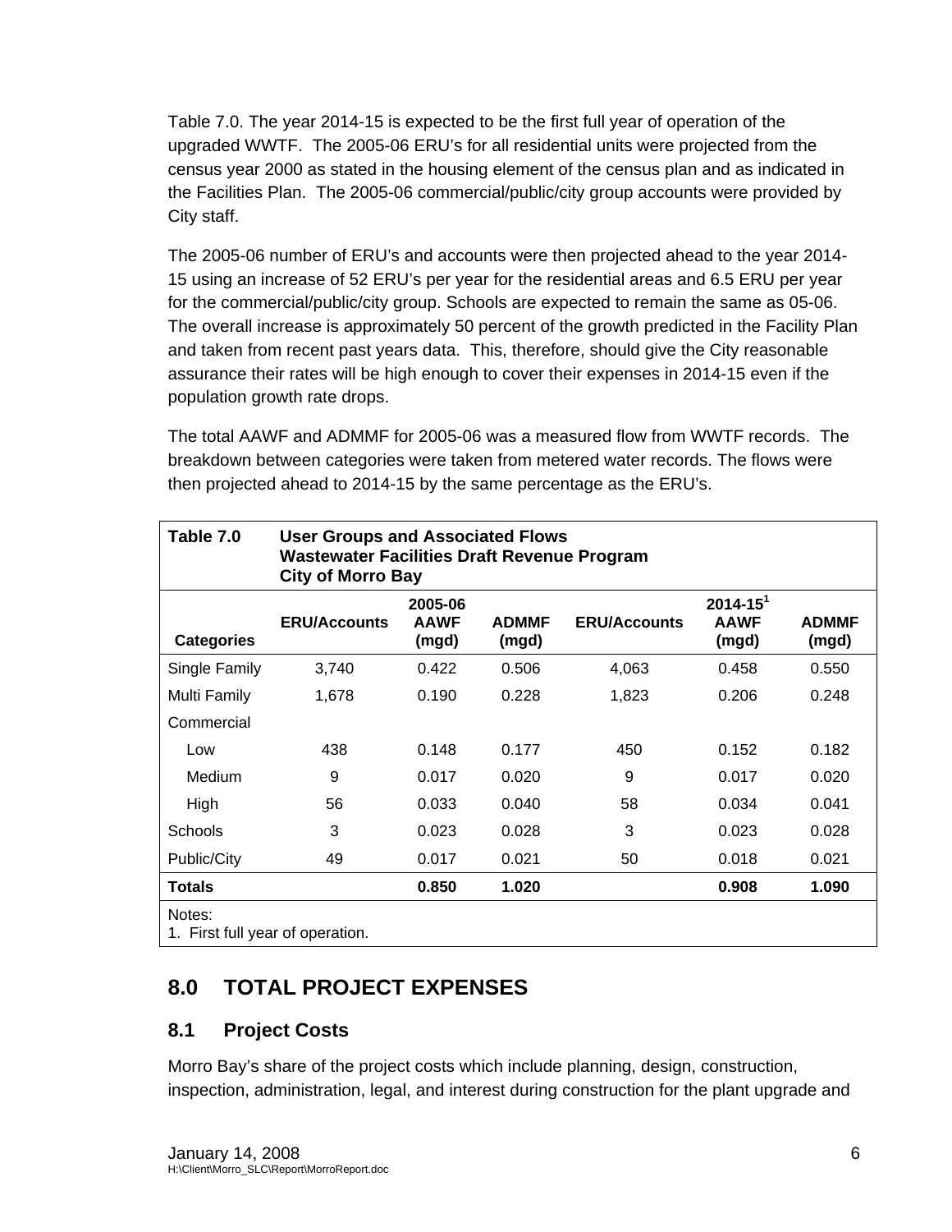Table 7.0. The year 2014-15 is expected to be the first full year of operation of the upgraded WWTF. The 2005-06 ERU's for all residential units were projected from the census year 2000 as stated in the housing element of the census plan and as indicated in the Facilities Plan. The 2005-06 commercial/public/city group accounts were provided by City staff.

The 2005-06 number of ERU's and accounts were then projected ahead to the year 2014-15 using an increase of 52 ERU's per year for the residential areas and 6.5 ERU per year for the commercial/public/city group. Schools are expected to remain the same as 05-06. The overall increase is approximately 50 percent of the growth predicted in the Facility Plan and taken from recent past years data. This, therefore, should give the City reasonable assurance their rates will be high enough to cover their expenses in 2014-15 even if the population growth rate drops.

The total AAWF and ADMMF for 2005-06 was a measured flow from WWTF records. The breakdown between categories were taken from metered water records. The flows were then projected ahead to 2014-15 by the same percentage as the ERU's.

**Table 7.0 User Groups and Associated Flows — Wastewater Facilities Draft Revenue Program — City of Morro Bay**

| Categories | 2005-06 ERU/Accounts | 2005-06 AAWF (mgd) | 2005-06 ADMMF (mgd) | 2014-15[1] ERU/Accounts | 2014-15[1] AAWF (mgd) | 2014-15[1] ADMMF (mgd) |
|---|---|---|---|---|---|---|
| Single Family | 3,740 | 0.422 | 0.506 | 4,063 | 0.458 | 0.550 |
| Multi Family | 1,678 | 0.190 | 0.228 | 1,823 | 0.206 | 0.248 |
| Commercial | | | | | | |
| Low | 438 | 0.148 | 0.177 | 450 | 0.152 | 0.182 |
| Medium | 9 | 0.017 | 0.020 | 9 | 0.017 | 0.020 |
| High | 56 | 0.033 | 0.040 | 58 | 0.034 | 0.041 |
| Schools | 3 | 0.023 | 0.028 | 3 | 0.023 | 0.028 |
| Public/City | 49 | 0.017 | 0.021 | 50 | 0.018 | 0.021 |
| **Totals** | | **0.850** | **1.020** | | **0.908** | **1.090** |

Notes:
1. First full year of operation.

## 8.0 TOTAL PROJECT EXPENSES

### 8.1 Project Costs

Morro Bay's share of the project costs which include planning, design, construction, inspection, administration, legal, and interest during construction for the plant upgrade and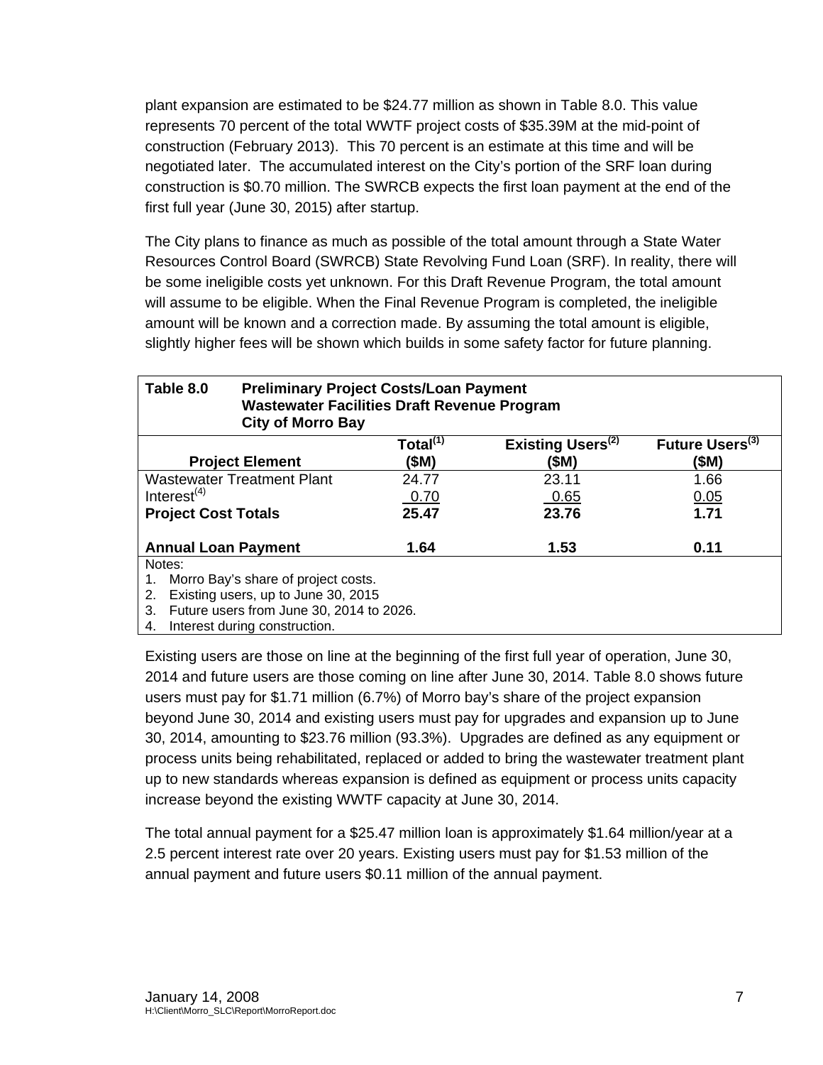plant expansion are estimated to be $24.77 million as shown in Table 8.0. This value represents 70 percent of the total WWTF project costs of $35.39M at the mid-point of construction (February 2013). This 70 percent is an estimate at this time and will be negotiated later. The accumulated interest on the City's portion of the SRF loan during construction is $0.70 million. The SWRCB expects the first loan payment at the end of the first full year (June 30, 2015) after startup.

The City plans to finance as much as possible of the total amount through a State Water Resources Control Board (SWRCB) State Revolving Fund Loan (SRF). In reality, there will be some ineligible costs yet unknown. For this Draft Revenue Program, the total amount will assume to be eligible. When the Final Revenue Program is completed, the ineligible amount will be known and a correction made. By assuming the total amount is eligible, slightly higher fees will be shown which builds in some safety factor for future planning.

**Table 8.0 Preliminary Project Costs/Loan Payment Wastewater Facilities Draft Revenue Program City of Morro Bay**

| Project Element | Total[1] ($M) | Existing Users[2] ($M) | Future Users[3] ($M) |
|---|---|---|---|
| Wastewater Treatment Plant | 24.77 | 23.11 | 1.66 |
| Interest[4] | 0.70 | 0.65 | 0.05 |
| **Project Cost Totals** | **25.47** | **23.76** | **1.71** |
| **Annual Loan Payment** | **1.64** | **1.53** | **0.11** |

Notes:
1. Morro Bay's share of project costs.
2. Existing users, up to June 30, 2015
3. Future users from June 30, 2014 to 2026.
4. Interest during construction.

Existing users are those on line at the beginning of the first full year of operation, June 30, 2014 and future users are those coming on line after June 30, 2014. Table 8.0 shows future users must pay for $1.71 million (6.7%) of Morro bay's share of the project expansion beyond June 30, 2014 and existing users must pay for upgrades and expansion up to June 30, 2014, amounting to $23.76 million (93.3%). Upgrades are defined as any equipment or process units being rehabilitated, replaced or added to bring the wastewater treatment plant up to new standards whereas expansion is defined as equipment or process units capacity increase beyond the existing WWTF capacity at June 30, 2014.

The total annual payment for a $25.47 million loan is approximately $1.64 million/year at a 2.5 percent interest rate over 20 years. Existing users must pay for $1.53 million of the annual payment and future users $0.11 million of the annual payment.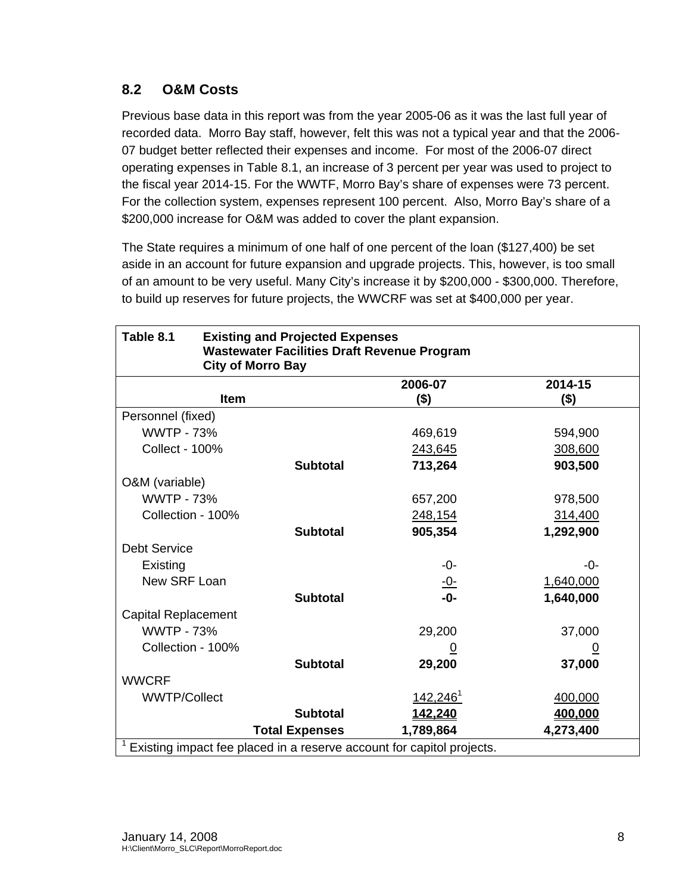## 8.2 O&M Costs

Previous base data in this report was from the year 2005-06 as it was the last full year of recorded data. Morro Bay staff, however, felt this was not a typical year and that the 2006-07 budget better reflected their expenses and income. For most of the 2006-07 direct operating expenses in Table 8.1, an increase of 3 percent per year was used to project to the fiscal year 2014-15. For the WWTF, Morro Bay's share of expenses were 73 percent. For the collection system, expenses represent 100 percent. Also, Morro Bay's share of a $200,000 increase for O&M was added to cover the plant expansion.

The State requires a minimum of one half of one percent of the loan ($127,400) be set aside in an account for future expansion and upgrade projects. This, however, is too small of an amount to be very useful. Many City's increase it by $200,000 - $300,000. Therefore, to build up reserves for future projects, the WWCRF was set at $400,000 per year.

**Table 8.1 Existing and Projected Expenses**
**Wastewater Facilities Draft Revenue Program**
**City of Morro Bay**

| Item | | 2006-07 ($) | 2014-15 ($) |
|---|---|---|---|
| Personnel (fixed) | | | |
| WWTP - 73% | | 469,619 | 594,900 |
| Collect - 100% | | 243,645 | 308,600 |
| | **Subtotal** | **713,264** | **903,500** |
| O&M (variable) | | | |
| WWTP - 73% | | 657,200 | 978,500 |
| Collection - 100% | | 248,154 | 314,400 |
| | **Subtotal** | **905,354** | **1,292,900** |
| Debt Service | | | |
| Existing | | -0- | -0- |
| New SRF Loan | | -0- | 1,640,000 |
| | **Subtotal** | **-0-** | **1,640,000** |
| Capital Replacement | | | |
| WWTP - 73% | | 29,200 | 37,000 |
| Collection - 100% | | 0 | 0 |
| | **Subtotal** | **29,200** | **37,000** |
| WWCRF | | | |
| WWTP/Collect | | 142,246[1] | 400,000 |
| | **Subtotal** | **142,240** | **400,000** |
| | **Total Expenses** | **1,789,864** | **4,273,400** |

[1] Existing impact fee placed in a reserve account for capitol projects.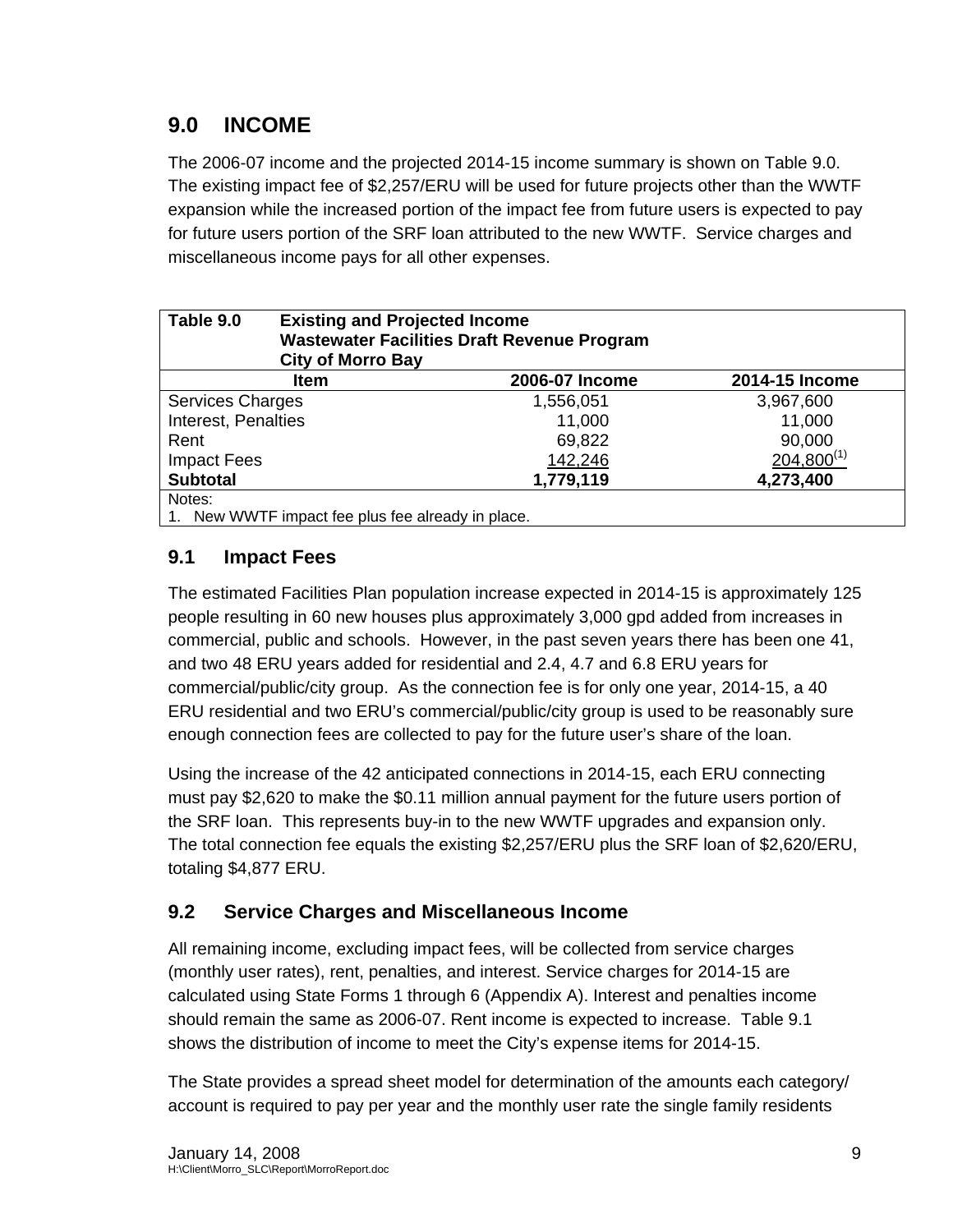## 9.0 INCOME

The 2006-07 income and the projected 2014-15 income summary is shown on Table 9.0. The existing impact fee of $2,257/ERU will be used for future projects other than the WWTF expansion while the increased portion of the impact fee from future users is expected to pay for future users portion of the SRF loan attributed to the new WWTF. Service charges and miscellaneous income pays for all other expenses.

**Table 9.0 Existing and Projected Income**
**Wastewater Facilities Draft Revenue Program**
**City of Morro Bay**

| Item | 2006-07 Income | 2014-15 Income |
|---|---|---|
| Services Charges | 1,556,051 | 3,967,600 |
| Interest, Penalties | 11,000 | 11,000 |
| Rent | 69,822 | 90,000 |
| Impact Fees | 142,246 | 204,800[(1)] |
| **Subtotal** | **1,779,119** | **4,273,400** |

Notes:
1. New WWTF impact fee plus fee already in place.

### 9.1 Impact Fees

The estimated Facilities Plan population increase expected in 2014-15 is approximately 125 people resulting in 60 new houses plus approximately 3,000 gpd added from increases in commercial, public and schools. However, in the past seven years there has been one 41, and two 48 ERU years added for residential and 2.4, 4.7 and 6.8 ERU years for commercial/public/city group. As the connection fee is for only one year, 2014-15, a 40 ERU residential and two ERU's commercial/public/city group is used to be reasonably sure enough connection fees are collected to pay for the future user's share of the loan.

Using the increase of the 42 anticipated connections in 2014-15, each ERU connecting must pay $2,620 to make the $0.11 million annual payment for the future users portion of the SRF loan. This represents buy-in to the new WWTF upgrades and expansion only. The total connection fee equals the existing $2,257/ERU plus the SRF loan of $2,620/ERU, totaling $4,877 ERU.

### 9.2 Service Charges and Miscellaneous Income

All remaining income, excluding impact fees, will be collected from service charges (monthly user rates), rent, penalties, and interest. Service charges for 2014-15 are calculated using State Forms 1 through 6 (Appendix A). Interest and penalties income should remain the same as 2006-07. Rent income is expected to increase. Table 9.1 shows the distribution of income to meet the City's expense items for 2014-15.

The State provides a spread sheet model for determination of the amounts each category/ account is required to pay per year and the monthly user rate the single family residents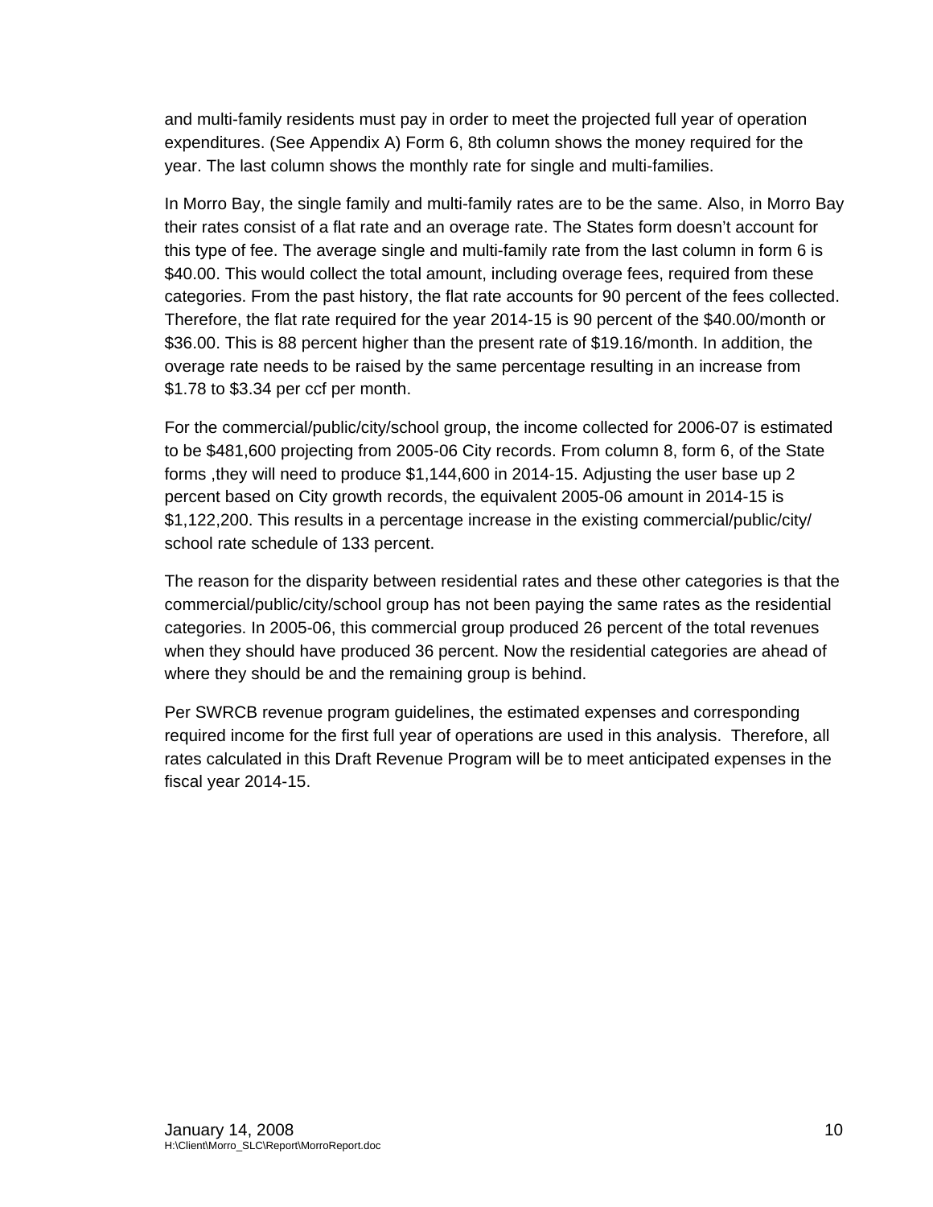and multi-family residents must pay in order to meet the projected full year of operation expenditures. (See Appendix A) Form 6, 8th column shows the money required for the year. The last column shows the monthly rate for single and multi-families.

In Morro Bay, the single family and multi-family rates are to be the same. Also, in Morro Bay their rates consist of a flat rate and an overage rate. The States form doesn't account for this type of fee. The average single and multi-family rate from the last column in form 6 is \$40.00. This would collect the total amount, including overage fees, required from these categories. From the past history, the flat rate accounts for 90 percent of the fees collected. Therefore, the flat rate required for the year 2014-15 is 90 percent of the \$40.00/month or \$36.00. This is 88 percent higher than the present rate of \$19.16/month. In addition, the overage rate needs to be raised by the same percentage resulting in an increase from \$1.78 to \$3.34 per ccf per month.

For the commercial/public/city/school group, the income collected for 2006-07 is estimated to be \$481,600 projecting from 2005-06 City records. From column 8, form 6, of the State forms ,they will need to produce \$1,144,600 in 2014-15. Adjusting the user base up 2 percent based on City growth records, the equivalent 2005-06 amount in 2014-15 is \$1,122,200. This results in a percentage increase in the existing commercial/public/city/ school rate schedule of 133 percent.

The reason for the disparity between residential rates and these other categories is that the commercial/public/city/school group has not been paying the same rates as the residential categories. In 2005-06, this commercial group produced 26 percent of the total revenues when they should have produced 36 percent. Now the residential categories are ahead of where they should be and the remaining group is behind.

Per SWRCB revenue program guidelines, the estimated expenses and corresponding required income for the first full year of operations are used in this analysis. Therefore, all rates calculated in this Draft Revenue Program will be to meet anticipated expenses in the fiscal year 2014-15.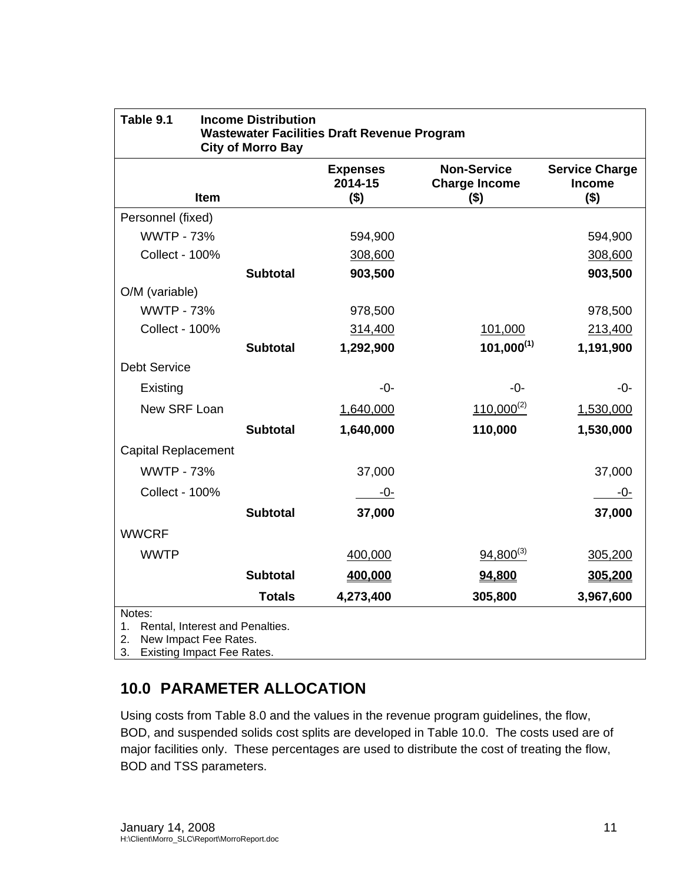**Table 9.1 Income Distribution**
**Wastewater Facilities Draft Revenue Program**
**City of Morro Bay**

| Item | | Expenses 2014-15 ($) | Non-Service Charge Income ($) | Service Charge Income ($) |
|---|---|---|---|---|
| Personnel (fixed) | | | | |
| WWTP - 73% | | 594,900 | | 594,900 |
| Collect - 100% | | 308,600 | | 308,600 |
| | **Subtotal** | **903,500** | | **903,500** |
| O/M (variable) | | | | |
| WWTP - 73% | | 978,500 | | 978,500 |
| Collect - 100% | | 314,400 | 101,000 | 213,400 |
| | **Subtotal** | **1,292,900** | **101,000(1)** | **1,191,900** |
| Debt Service | | | | |
| Existing | | -0- | -0- | -0- |
| New SRF Loan | | 1,640,000 | 110,000(2) | 1,530,000 |
| | **Subtotal** | **1,640,000** | **110,000** | **1,530,000** |
| Capital Replacement | | | | |
| WWTP - 73% | | 37,000 | | 37,000 |
| Collect - 100% | | -0- | | -0- |
| | **Subtotal** | **37,000** | | **37,000** |
| WWCRF | | | | |
| WWTP | | 400,000 | 94,800(3) | 305,200 |
| | **Subtotal** | **400,000** | **94,800** | **305,200** |
| | **Totals** | **4,273,400** | **305,800** | **3,967,600** |

Notes:
1. Rental, Interest and Penalties.
2. New Impact Fee Rates.
3. Existing Impact Fee Rates.

## 10.0 PARAMETER ALLOCATION

Using costs from Table 8.0 and the values in the revenue program guidelines, the flow, BOD, and suspended solids cost splits are developed in Table 10.0. The costs used are of major facilities only. These percentages are used to distribute the cost of treating the flow, BOD and TSS parameters.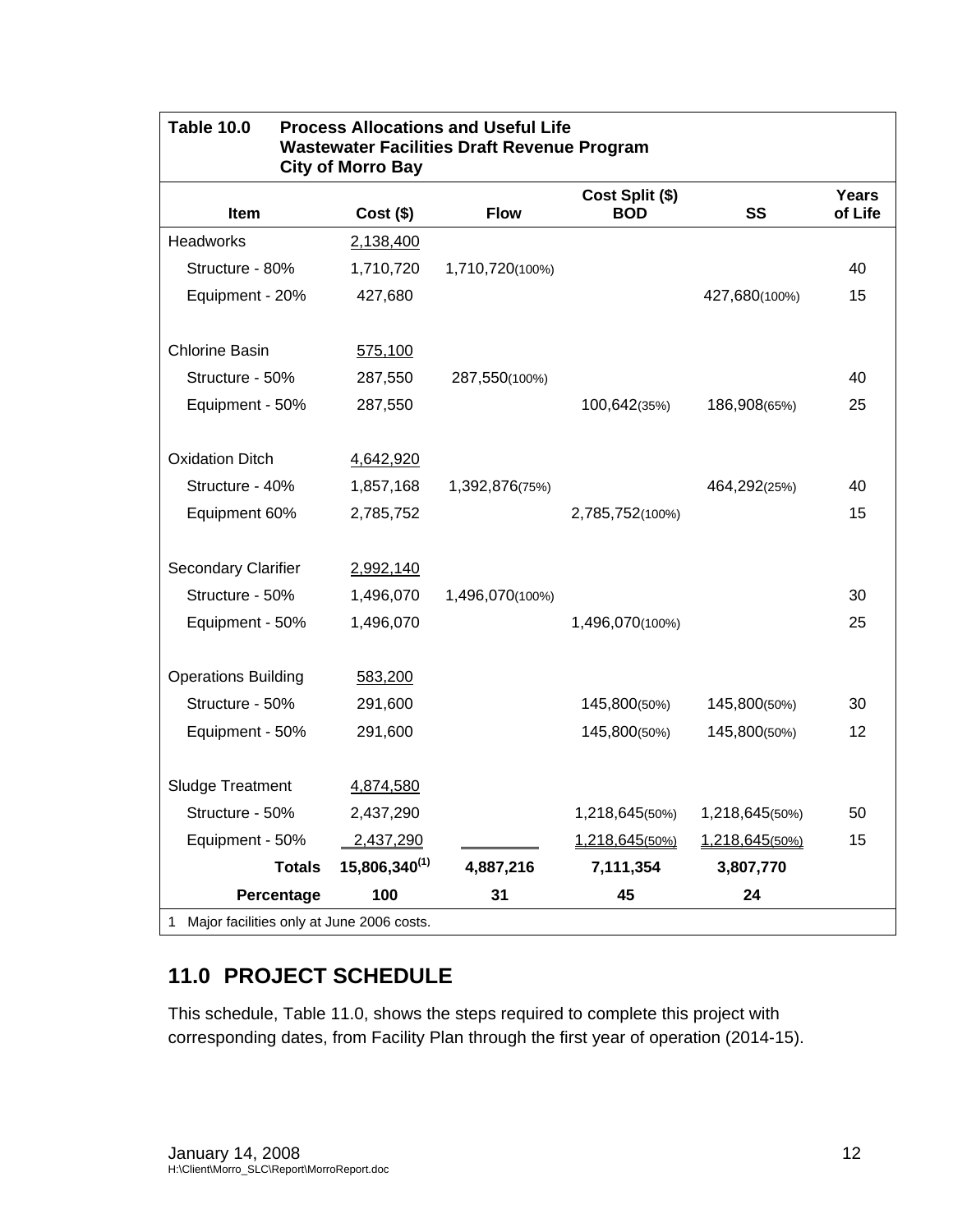**Table 10.0 Process Allocations and Useful Life**
**Wastewater Facilities Draft Revenue Program**
**City of Morro Bay**

| Item | Cost ($) | Flow | Cost Split ($) BOD | SS | Years of Life |
|---|---|---|---|---|---|
| Headworks | 2,138,400 | | | | |
| Structure - 80% | 1,710,720 | 1,710,720(100%) | | | 40 |
| Equipment - 20% | 427,680 | | | 427,680(100%) | 15 |
| Chlorine Basin | 575,100 | | | | |
| Structure - 50% | 287,550 | 287,550(100%) | | | 40 |
| Equipment - 50% | 287,550 | | 100,642(35%) | 186,908(65%) | 25 |
| Oxidation Ditch | 4,642,920 | | | | |
| Structure - 40% | 1,857,168 | 1,392,876(75%) | | 464,292(25%) | 40 |
| Equipment 60% | 2,785,752 | | 2,785,752(100%) | | 15 |
| Secondary Clarifier | 2,992,140 | | | | |
| Structure - 50% | 1,496,070 | 1,496,070(100%) | | | 30 |
| Equipment - 50% | 1,496,070 | | 1,496,070(100%) | | 25 |
| Operations Building | 583,200 | | | | |
| Structure - 50% | 291,600 | | 145,800(50%) | 145,800(50%) | 30 |
| Equipment - 50% | 291,600 | | 145,800(50%) | 145,800(50%) | 12 |
| Sludge Treatment | 4,874,580 | | | | |
| Structure - 50% | 2,437,290 | | 1,218,645(50%) | 1,218,645(50%) | 50 |
| Equipment - 50% | 2,437,290 | | 1,218,645(50%) | 1,218,645(50%) | 15 |
| **Totals** | **15,806,340[1]** | **4,887,216** | **7,111,354** | **3,807,770** | |
| **Percentage** | **100** | **31** | **45** | **24** | |

1 Major facilities only at June 2006 costs.

## 11.0 PROJECT SCHEDULE

This schedule, Table 11.0, shows the steps required to complete this project with corresponding dates, from Facility Plan through the first year of operation (2014-15).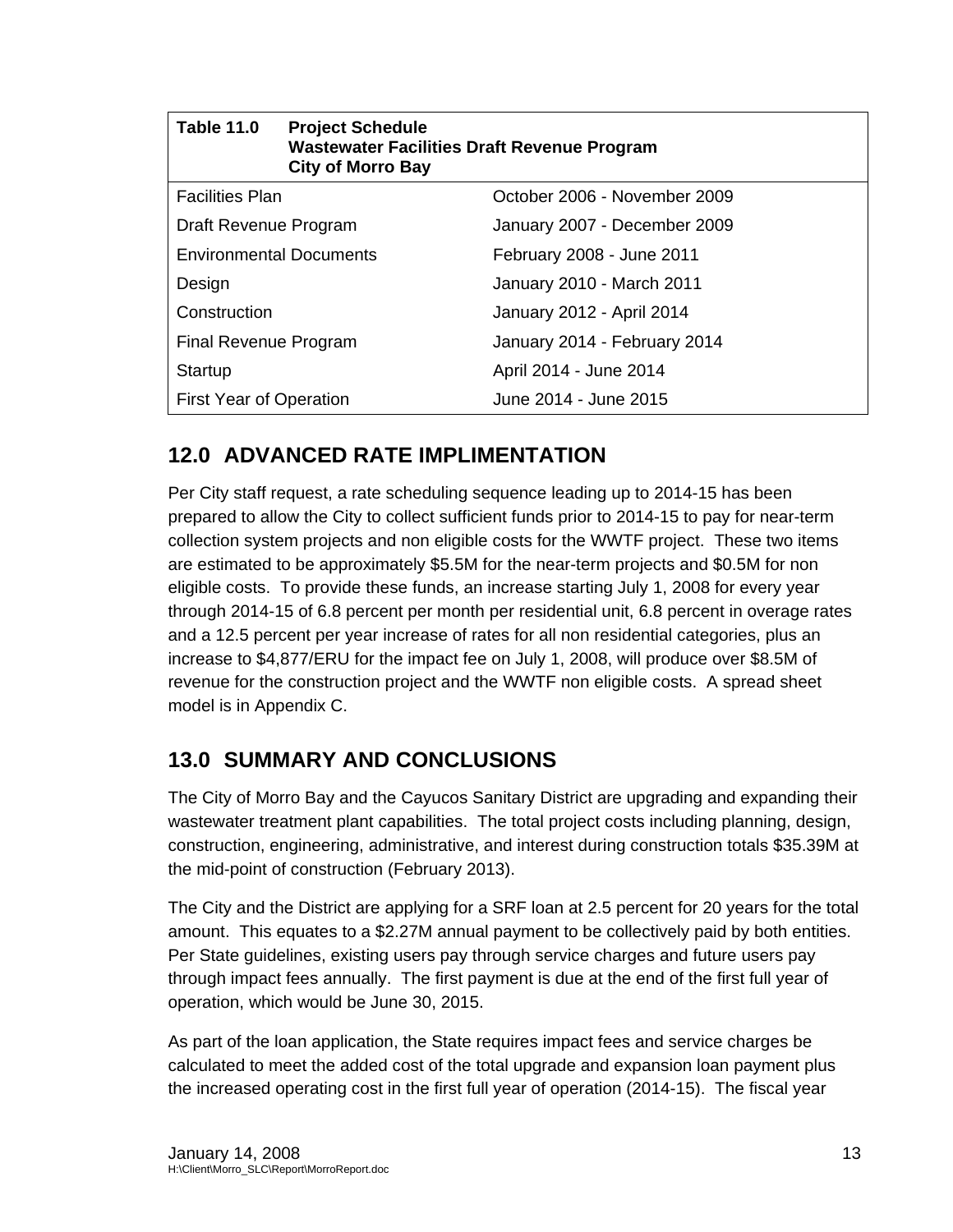| Table 11.0 Project Schedule<br>Wastewater Facilities Draft Revenue Program<br>City of Morro Bay | |
|---|---|
| Facilities Plan | October 2006 - November 2009 |
| Draft Revenue Program | January 2007 - December 2009 |
| Environmental Documents | February 2008 - June 2011 |
| Design | January 2010 - March 2011 |
| Construction | January 2012 - April 2014 |
| Final Revenue Program | January 2014 - February 2014 |
| Startup | April 2014 - June 2014 |
| First Year of Operation | June 2014 - June 2015 |

## 12.0 ADVANCED RATE IMPLIMENTATION

Per City staff request, a rate scheduling sequence leading up to 2014-15 has been prepared to allow the City to collect sufficient funds prior to 2014-15 to pay for near-term collection system projects and non eligible costs for the WWTF project. These two items are estimated to be approximately $5.5M for the near-term projects and $0.5M for non eligible costs. To provide these funds, an increase starting July 1, 2008 for every year through 2014-15 of 6.8 percent per month per residential unit, 6.8 percent in overage rates and a 12.5 percent per year increase of rates for all non residential categories, plus an increase to $4,877/ERU for the impact fee on July 1, 2008, will produce over $8.5M of revenue for the construction project and the WWTF non eligible costs. A spread sheet model is in Appendix C.

## 13.0 SUMMARY AND CONCLUSIONS

The City of Morro Bay and the Cayucos Sanitary District are upgrading and expanding their wastewater treatment plant capabilities. The total project costs including planning, design, construction, engineering, administrative, and interest during construction totals $35.39M at the mid-point of construction (February 2013).

The City and the District are applying for a SRF loan at 2.5 percent for 20 years for the total amount. This equates to a $2.27M annual payment to be collectively paid by both entities. Per State guidelines, existing users pay through service charges and future users pay through impact fees annually. The first payment is due at the end of the first full year of operation, which would be June 30, 2015.

As part of the loan application, the State requires impact fees and service charges be calculated to meet the added cost of the total upgrade and expansion loan payment plus the increased operating cost in the first full year of operation (2014-15). The fiscal year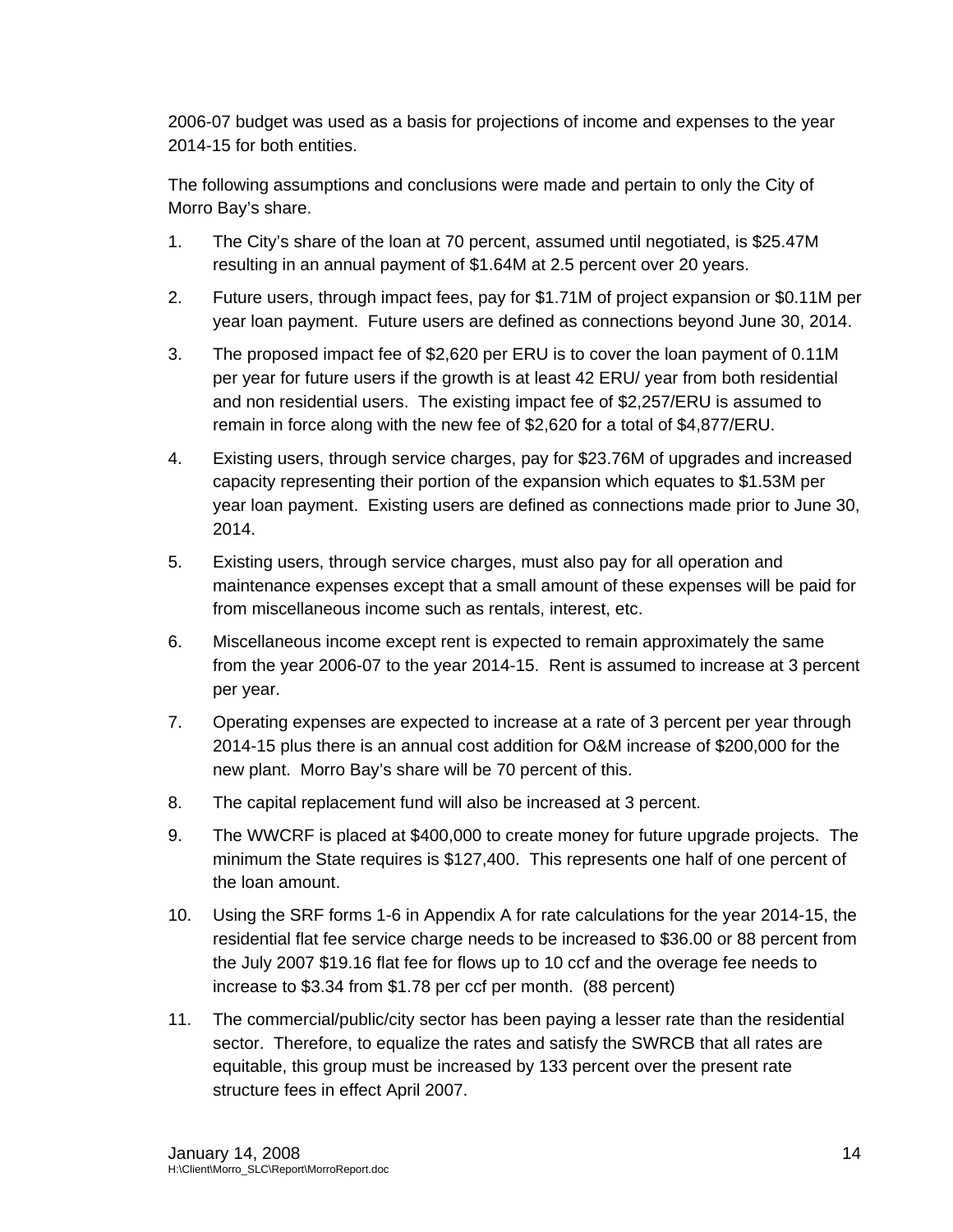2006-07 budget was used as a basis for projections of income and expenses to the year 2014-15 for both entities.

The following assumptions and conclusions were made and pertain to only the City of Morro Bay's share.

1. The City's share of the loan at 70 percent, assumed until negotiated, is $25.47M resulting in an annual payment of $1.64M at 2.5 percent over 20 years.
2. Future users, through impact fees, pay for $1.71M of project expansion or $0.11M per year loan payment. Future users are defined as connections beyond June 30, 2014.
3. The proposed impact fee of $2,620 per ERU is to cover the loan payment of 0.11M per year for future users if the growth is at least 42 ERU/ year from both residential and non residential users. The existing impact fee of $2,257/ERU is assumed to remain in force along with the new fee of $2,620 for a total of $4,877/ERU.
4. Existing users, through service charges, pay for $23.76M of upgrades and increased capacity representing their portion of the expansion which equates to $1.53M per year loan payment. Existing users are defined as connections made prior to June 30, 2014.
5. Existing users, through service charges, must also pay for all operation and maintenance expenses except that a small amount of these expenses will be paid for from miscellaneous income such as rentals, interest, etc.
6. Miscellaneous income except rent is expected to remain approximately the same from the year 2006-07 to the year 2014-15. Rent is assumed to increase at 3 percent per year.
7. Operating expenses are expected to increase at a rate of 3 percent per year through 2014-15 plus there is an annual cost addition for O&M increase of $200,000 for the new plant. Morro Bay's share will be 70 percent of this.
8. The capital replacement fund will also be increased at 3 percent.
9. The WWCRF is placed at $400,000 to create money for future upgrade projects. The minimum the State requires is $127,400. This represents one half of one percent of the loan amount.
10. Using the SRF forms 1-6 in Appendix A for rate calculations for the year 2014-15, the residential flat fee service charge needs to be increased to $36.00 or 88 percent from the July 2007 $19.16 flat fee for flows up to 10 ccf and the overage fee needs to increase to $3.34 from $1.78 per ccf per month. (88 percent)
11. The commercial/public/city sector has been paying a lesser rate than the residential sector. Therefore, to equalize the rates and satisfy the SWRCB that all rates are equitable, this group must be increased by 133 percent over the present rate structure fees in effect April 2007.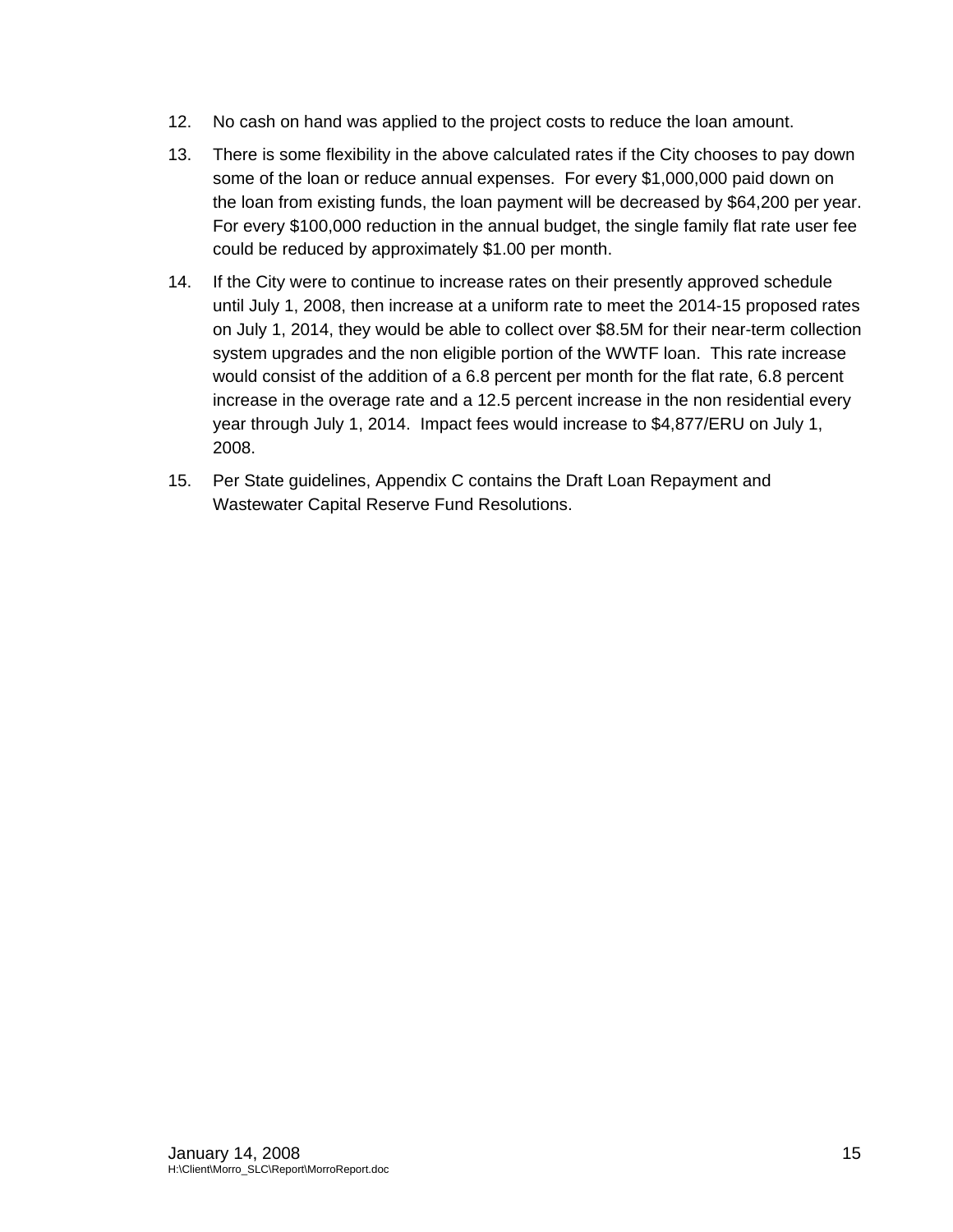12. No cash on hand was applied to the project costs to reduce the loan amount.

13. There is some flexibility in the above calculated rates if the City chooses to pay down some of the loan or reduce annual expenses. For every $1,000,000 paid down on the loan from existing funds, the loan payment will be decreased by $64,200 per year. For every $100,000 reduction in the annual budget, the single family flat rate user fee could be reduced by approximately $1.00 per month.

14. If the City were to continue to increase rates on their presently approved schedule until July 1, 2008, then increase at a uniform rate to meet the 2014-15 proposed rates on July 1, 2014, they would be able to collect over $8.5M for their near-term collection system upgrades and the non eligible portion of the WWTF loan. This rate increase would consist of the addition of a 6.8 percent per month for the flat rate, 6.8 percent increase in the overage rate and a 12.5 percent increase in the non residential every year through July 1, 2014. Impact fees would increase to $4,877/ERU on July 1, 2008.

15. Per State guidelines, Appendix C contains the Draft Loan Repayment and Wastewater Capital Reserve Fund Resolutions.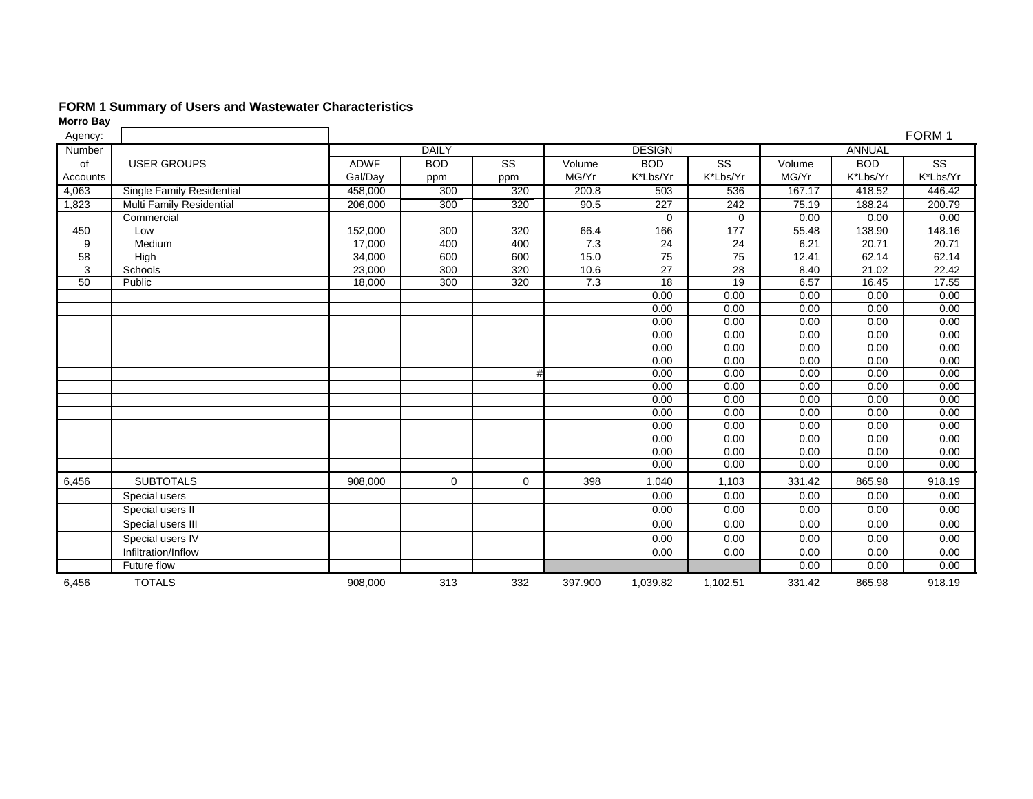**FORM 1 Summary of Users and Wastewater Characteristics**

**Morro Bay**

Agency:

FORM 1

| Number of Accounts | USER GROUPS | DAILY | | | DESIGN | | | ANNUAL | | |
|---|---|---|---|---|---|---|---|---|---|---|
| | | ADWF Gal/Day | BOD ppm | SS ppm | Volume MG/Yr | BOD K*Lbs/Yr | SS K*Lbs/Yr | Volume MG/Yr | BOD K*Lbs/Yr | SS K*Lbs/Yr |
| 4,063 | Single Family Residential | 458,000 | 300 | 320 | 200.8 | 503 | 536 | 167.17 | 418.52 | 446.42 |
| 1,823 | Multi Family Residential | 206,000 | 300 | 320 | 90.5 | 227 | 242 | 75.19 | 188.24 | 200.79 |
| | Commercial | | | | | 0 | 0 | 0.00 | 0.00 | 0.00 |
| 450 | Low | 152,000 | 300 | 320 | 66.4 | 166 | 177 | 55.48 | 138.90 | 148.16 |
| 9 | Medium | 17,000 | 400 | 400 | 7.3 | 24 | 24 | 6.21 | 20.71 | 20.71 |
| 58 | High | 34,000 | 600 | 600 | 15.0 | 75 | 75 | 12.41 | 62.14 | 62.14 |
| 3 | Schools | 23,000 | 300 | 320 | 10.6 | 27 | 28 | 8.40 | 21.02 | 22.42 |
| 50 | Public | 18,000 | 300 | 320 | 7.3 | 18 | 19 | 6.57 | 16.45 | 17.55 |
| | | | | | | 0.00 | 0.00 | 0.00 | 0.00 | 0.00 |
| | | | | | | 0.00 | 0.00 | 0.00 | 0.00 | 0.00 |
| | | | | | | 0.00 | 0.00 | 0.00 | 0.00 | 0.00 |
| | | | | | | 0.00 | 0.00 | 0.00 | 0.00 | 0.00 |
| | | | | | | 0.00 | 0.00 | 0.00 | 0.00 | 0.00 |
| | | | | | | 0.00 | 0.00 | 0.00 | 0.00 | 0.00 |
| | | | | # | | 0.00 | 0.00 | 0.00 | 0.00 | 0.00 |
| | | | | | | 0.00 | 0.00 | 0.00 | 0.00 | 0.00 |
| | | | | | | 0.00 | 0.00 | 0.00 | 0.00 | 0.00 |
| | | | | | | 0.00 | 0.00 | 0.00 | 0.00 | 0.00 |
| | | | | | | 0.00 | 0.00 | 0.00 | 0.00 | 0.00 |
| | | | | | | 0.00 | 0.00 | 0.00 | 0.00 | 0.00 |
| | | | | | | 0.00 | 0.00 | 0.00 | 0.00 | 0.00 |
| | | | | | | 0.00 | 0.00 | 0.00 | 0.00 | 0.00 |
| 6,456 | SUBTOTALS | 908,000 | 0 | 0 | 398 | 1,040 | 1,103 | 331.42 | 865.98 | 918.19 |
| | Special users | | | | | 0.00 | 0.00 | 0.00 | 0.00 | 0.00 |
| | Special users II | | | | | 0.00 | 0.00 | 0.00 | 0.00 | 0.00 |
| | Special users III | | | | | 0.00 | 0.00 | 0.00 | 0.00 | 0.00 |
| | Special users IV | | | | | 0.00 | 0.00 | 0.00 | 0.00 | 0.00 |
| | Infiltration/Inflow | | | | | 0.00 | 0.00 | 0.00 | 0.00 | 0.00 |
| | Future flow | | | | | | | 0.00 | 0.00 | 0.00 |
| 6,456 | TOTALS | 908,000 | 313 | 332 | 397.900 | 1,039.82 | 1,102.51 | 331.42 | 865.98 | 918.19 |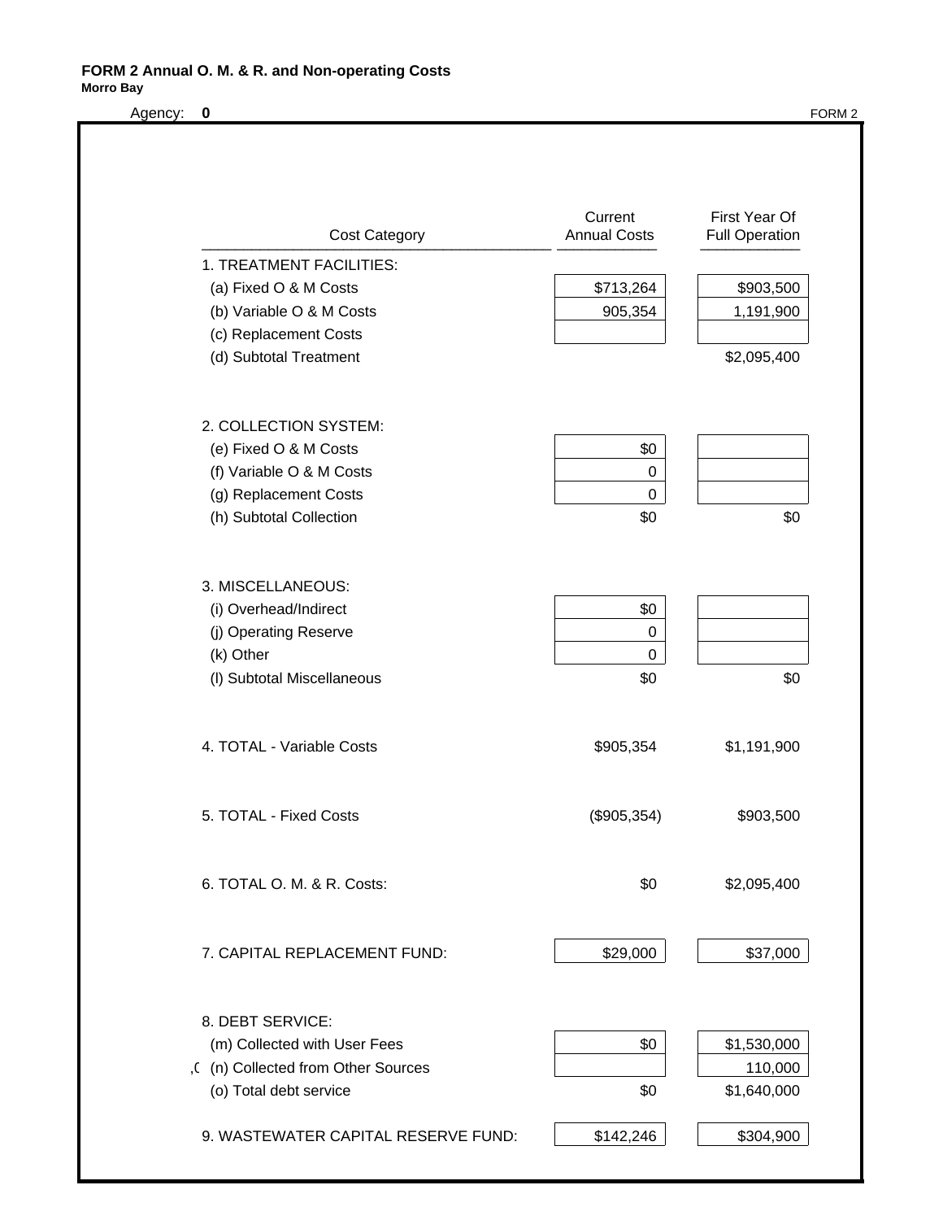**FORM 2 Annual O. M. & R. and Non-operating Costs**
**Morro Bay**

Agency: **0** FORM 2

| Cost Category | Current Annual Costs | First Year Of Full Operation |
|---|---|---|
| 1. TREATMENT FACILITIES: | | |
| (a) Fixed O & M Costs | $713,264 | $903,500 |
| (b) Variable O & M Costs | 905,354 | 1,191,900 |
| (c) Replacement Costs | | |
| (d) Subtotal Treatment | | $2,095,400 |
| 2. COLLECTION SYSTEM: | | |
| (e) Fixed O & M Costs | $0 | |
| (f) Variable O & M Costs | 0 | |
| (g) Replacement Costs | 0 | |
| (h) Subtotal Collection | $0 | $0 |
| 3. MISCELLANEOUS: | | |
| (i) Overhead/Indirect | $0 | |
| (j) Operating Reserve | 0 | |
| (k) Other | 0 | |
| (l) Subtotal Miscellaneous | $0 | $0 |
| 4. TOTAL - Variable Costs | $905,354 | $1,191,900 |
| 5. TOTAL - Fixed Costs | ($905,354) | $903,500 |
| 6. TOTAL O. M. & R. Costs: | $0 | $2,095,400 |
| 7. CAPITAL REPLACEMENT FUND: | $29,000 | $37,000 |
| 8. DEBT SERVICE: | | |
| (m) Collected with User Fees | $0 | $1,530,000 |
| (n) Collected from Other Sources | | 110,000 |
| (o) Total debt service | $0 | $1,640,000 |
| 9. WASTEWATER CAPITAL RESERVE FUND: | $142,246 | $304,900 |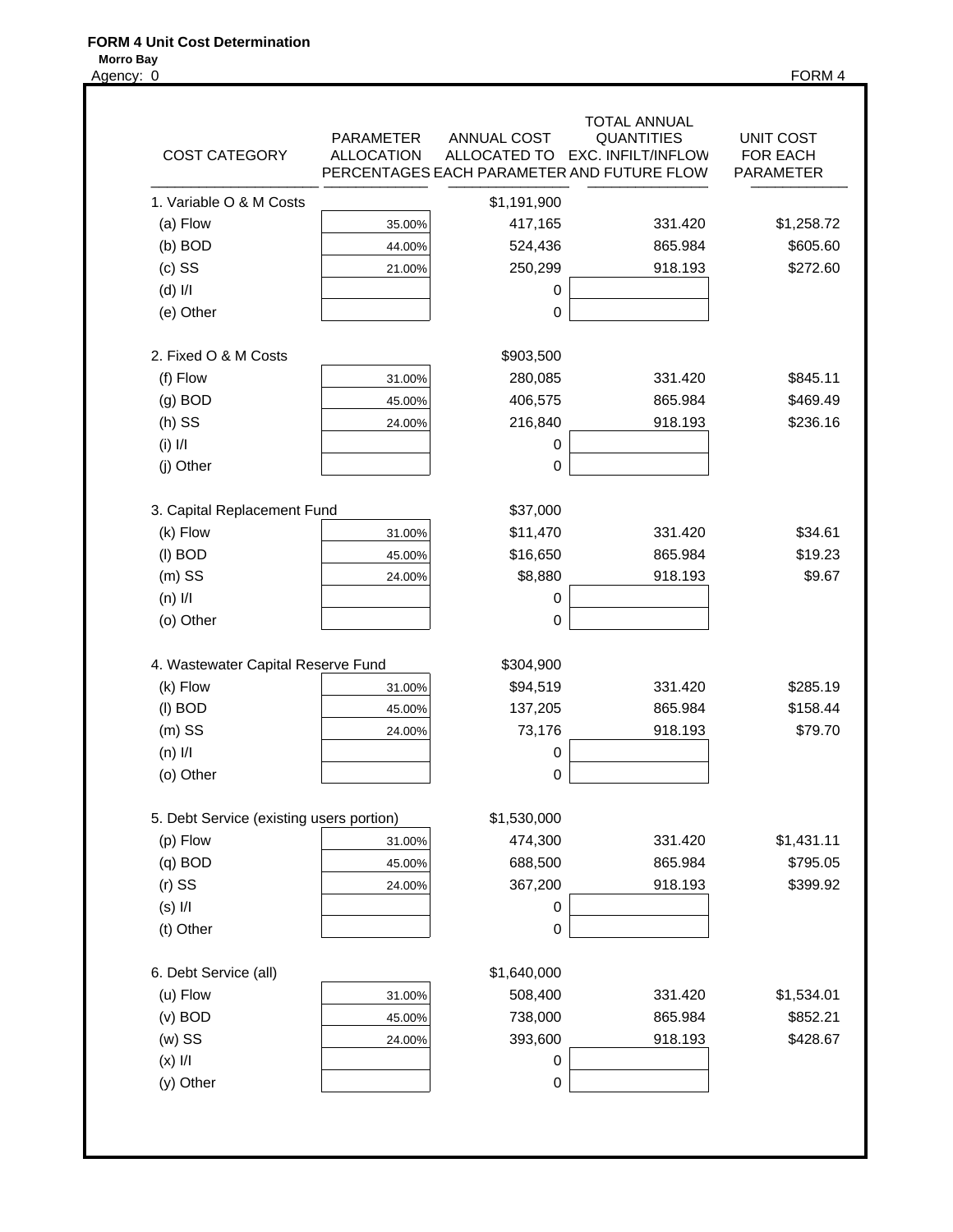**FORM 4 Unit Cost Determination**

**Morro Bay**

Agency: 0

FORM 4

| COST CATEGORY | PARAMETER ALLOCATION PERCENTAGES | ANNUAL COST ALLOCATED TO EACH PARAMETER | TOTAL ANNUAL QUANTITIES EXC. INFILT/INFLOW AND FUTURE FLOW | UNIT COST FOR EACH PARAMETER |
|---|---|---|---|---|
| 1. Variable O & M Costs | | $1,191,900 | | |
| (a) Flow | 35.00% | 417,165 | 331.420 | $1,258.72 |
| (b) BOD | 44.00% | 524,436 | 865.984 | $605.60 |
| (c) SS | 21.00% | 250,299 | 918.193 | $272.60 |
| (d) I/I | | 0 | | |
| (e) Other | | 0 | | |
| 2. Fixed O & M Costs | | $903,500 | | |
| (f) Flow | 31.00% | 280,085 | 331.420 | $845.11 |
| (g) BOD | 45.00% | 406,575 | 865.984 | $469.49 |
| (h) SS | 24.00% | 216,840 | 918.193 | $236.16 |
| (i) I/I | | 0 | | |
| (j) Other | | 0 | | |
| 3. Capital Replacement Fund | | $37,000 | | |
| (k) Flow | 31.00% | $11,470 | 331.420 | $34.61 |
| (l) BOD | 45.00% | $16,650 | 865.984 | $19.23 |
| (m) SS | 24.00% | $8,880 | 918.193 | $9.67 |
| (n) I/I | | 0 | | |
| (o) Other | | 0 | | |
| 4. Wastewater Capital Reserve Fund | | $304,900 | | |
| (k) Flow | 31.00% | $94,519 | 331.420 | $285.19 |
| (l) BOD | 45.00% | 137,205 | 865.984 | $158.44 |
| (m) SS | 24.00% | 73,176 | 918.193 | $79.70 |
| (n) I/I | | 0 | | |
| (o) Other | | 0 | | |
| 5. Debt Service (existing users portion) | | $1,530,000 | | |
| (p) Flow | 31.00% | 474,300 | 331.420 | $1,431.11 |
| (q) BOD | 45.00% | 688,500 | 865.984 | $795.05 |
| (r) SS | 24.00% | 367,200 | 918.193 | $399.92 |
| (s) I/I | | 0 | | |
| (t) Other | | 0 | | |
| 6. Debt Service (all) | | $1,640,000 | | |
| (u) Flow | 31.00% | 508,400 | 331.420 | $1,534.01 |
| (v) BOD | 45.00% | 738,000 | 865.984 | $852.21 |
| (w) SS | 24.00% | 393,600 | 918.193 | $428.67 |
| (x) I/I | | 0 | | |
| (y) Other | | 0 | | |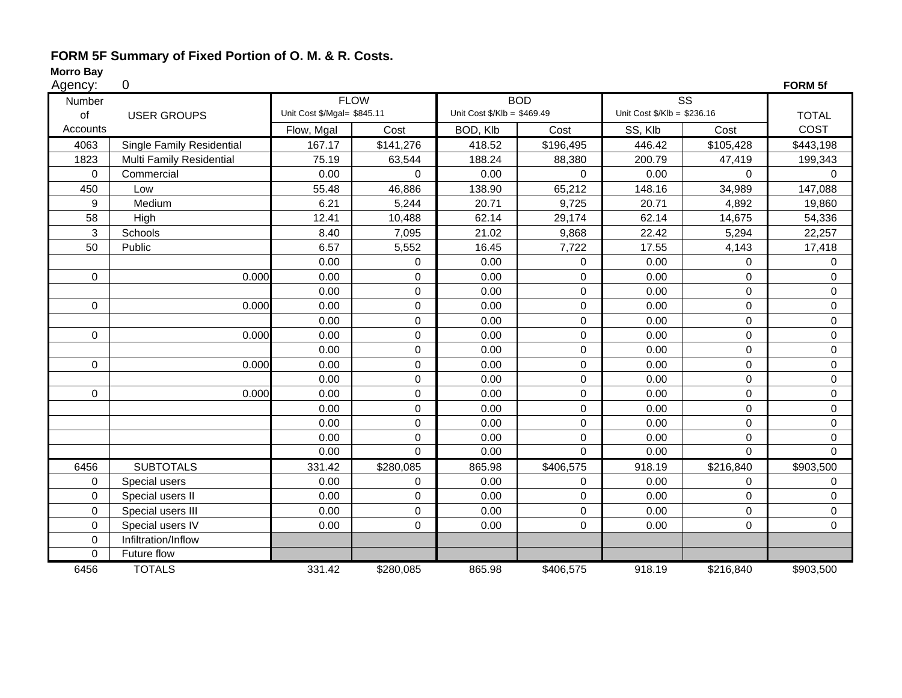# FORM 5F Summary of Fixed Portion of O. M. & R. Costs.

**Morro Bay**

Agency: 0

**FORM 5f**

| Number of Accounts | USER GROUPS | FLOW Unit Cost $/Mgal= $845.11 | | BOD Unit Cost $/Klb = $469.49 | | SS Unit Cost $/Klb = $236.16 | | TOTAL COST |
|---|---|---|---|---|---|---|---|---|
| | | Flow, Mgal | Cost | BOD, Klb | Cost | SS, Klb | Cost | |
| 4063 | Single Family Residential | 167.17 | $141,276 | 418.52 | $196,495 | 446.42 | $105,428 | $443,198 |
| 1823 | Multi Family Residential | 75.19 | 63,544 | 188.24 | 88,380 | 200.79 | 47,419 | 199,343 |
| 0 | Commercial | 0.00 | 0 | 0.00 | 0 | 0.00 | 0 | 0 |
| 450 | Low | 55.48 | 46,886 | 138.90 | 65,212 | 148.16 | 34,989 | 147,088 |
| 9 | Medium | 6.21 | 5,244 | 20.71 | 9,725 | 20.71 | 4,892 | 19,860 |
| 58 | High | 12.41 | 10,488 | 62.14 | 29,174 | 62.14 | 14,675 | 54,336 |
| 3 | Schools | 8.40 | 7,095 | 21.02 | 9,868 | 22.42 | 5,294 | 22,257 |
| 50 | Public | 6.57 | 5,552 | 16.45 | 7,722 | 17.55 | 4,143 | 17,418 |
| | | 0.00 | 0 | 0.00 | 0 | 0.00 | 0 | 0 |
| 0 | 0.000 | 0.00 | 0 | 0.00 | 0 | 0.00 | 0 | 0 |
| | | 0.00 | 0 | 0.00 | 0 | 0.00 | 0 | 0 |
| 0 | 0.000 | 0.00 | 0 | 0.00 | 0 | 0.00 | 0 | 0 |
| | | 0.00 | 0 | 0.00 | 0 | 0.00 | 0 | 0 |
| 0 | 0.000 | 0.00 | 0 | 0.00 | 0 | 0.00 | 0 | 0 |
| | | 0.00 | 0 | 0.00 | 0 | 0.00 | 0 | 0 |
| 0 | 0.000 | 0.00 | 0 | 0.00 | 0 | 0.00 | 0 | 0 |
| | | 0.00 | 0 | 0.00 | 0 | 0.00 | 0 | 0 |
| 0 | 0.000 | 0.00 | 0 | 0.00 | 0 | 0.00 | 0 | 0 |
| | | 0.00 | 0 | 0.00 | 0 | 0.00 | 0 | 0 |
| | | 0.00 | 0 | 0.00 | 0 | 0.00 | 0 | 0 |
| | | 0.00 | 0 | 0.00 | 0 | 0.00 | 0 | 0 |
| | | 0.00 | 0 | 0.00 | 0 | 0.00 | 0 | 0 |
| 6456 | SUBTOTALS | 331.42 | $280,085 | 865.98 | $406,575 | 918.19 | $216,840 | $903,500 |
| 0 | Special users | 0.00 | 0 | 0.00 | 0 | 0.00 | 0 | 0 |
| 0 | Special users II | 0.00 | 0 | 0.00 | 0 | 0.00 | 0 | 0 |
| 0 | Special users III | 0.00 | 0 | 0.00 | 0 | 0.00 | 0 | 0 |
| 0 | Special users IV | 0.00 | 0 | 0.00 | 0 | 0.00 | 0 | 0 |
| 0 | Infiltration/Inflow | | | | | | | |
| 0 | Future flow | | | | | | | |
| 6456 | TOTALS | 331.42 | $280,085 | 865.98 | $406,575 | 918.19 | $216,840 | $903,500 |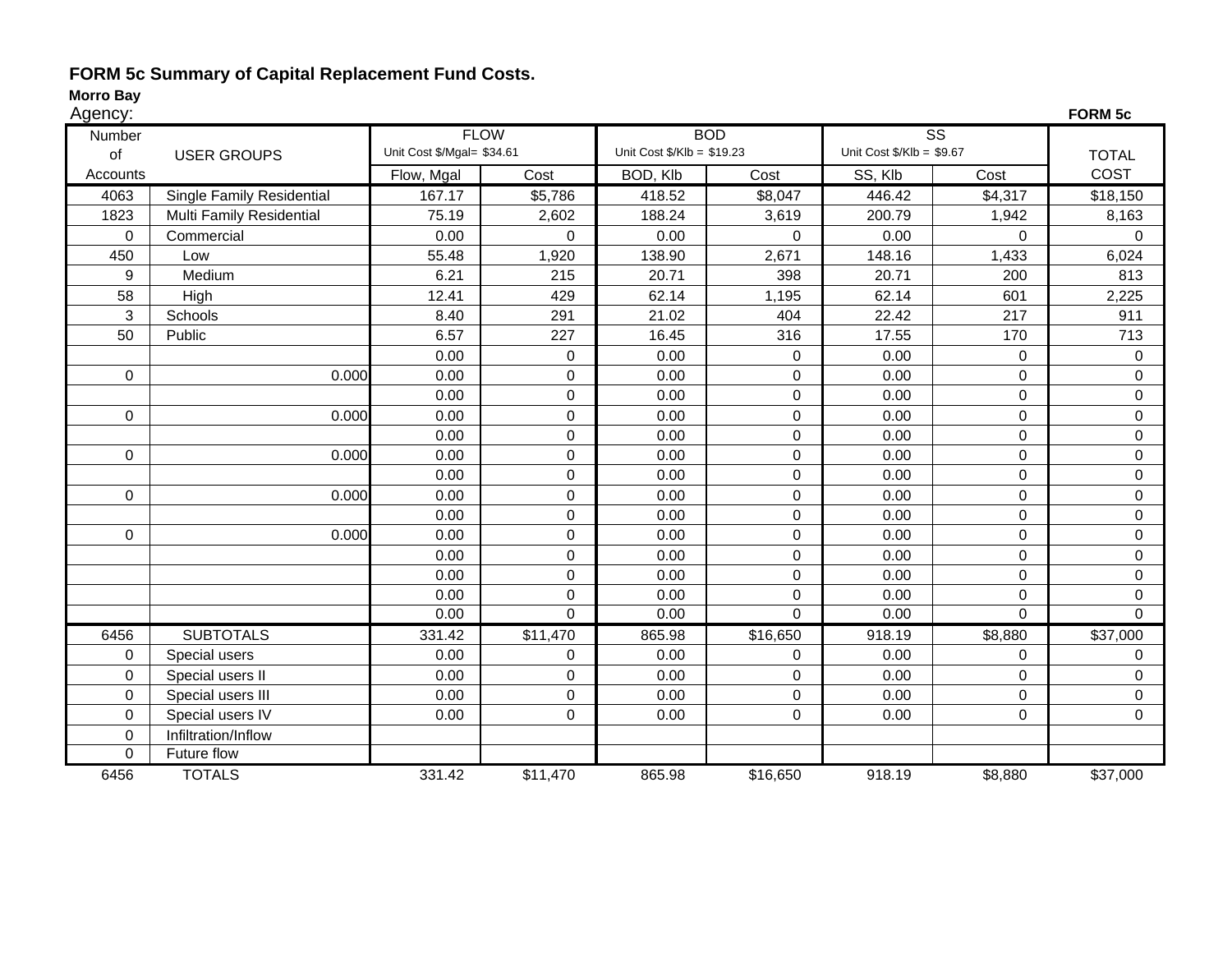**FORM 5c Summary of Capital Replacement Fund Costs.**

**Morro Bay**

Agency: **FORM 5c**

| Number of Accounts | USER GROUPS | FLOW Unit Cost $/Mgal= $34.61 | | BOD Unit Cost $/Klb = $19.23 | | SS Unit Cost $/Klb = $9.67 | | TOTAL COST |
|---|---|---|---|---|---|---|---|---|
| | | Flow, Mgal | Cost | BOD, Klb | Cost | SS, Klb | Cost | |
| 4063 | Single Family Residential | 167.17 | $5,786 | 418.52 | $8,047 | 446.42 | $4,317 | $18,150 |
| 1823 | Multi Family Residential | 75.19 | 2,602 | 188.24 | 3,619 | 200.79 | 1,942 | 8,163 |
| 0 | Commercial | 0.00 | 0 | 0.00 | 0 | 0.00 | 0 | 0 |
| 450 | Low | 55.48 | 1,920 | 138.90 | 2,671 | 148.16 | 1,433 | 6,024 |
| 9 | Medium | 6.21 | 215 | 20.71 | 398 | 20.71 | 200 | 813 |
| 58 | High | 12.41 | 429 | 62.14 | 1,195 | 62.14 | 601 | 2,225 |
| 3 | Schools | 8.40 | 291 | 21.02 | 404 | 22.42 | 217 | 911 |
| 50 | Public | 6.57 | 227 | 16.45 | 316 | 17.55 | 170 | 713 |
| | | 0.00 | 0 | 0.00 | 0 | 0.00 | 0 | 0 |
| 0 | 0.000 | 0.00 | 0 | 0.00 | 0 | 0.00 | 0 | 0 |
| | | 0.00 | 0 | 0.00 | 0 | 0.00 | 0 | 0 |
| 0 | 0.000 | 0.00 | 0 | 0.00 | 0 | 0.00 | 0 | 0 |
| | | 0.00 | 0 | 0.00 | 0 | 0.00 | 0 | 0 |
| 0 | 0.000 | 0.00 | 0 | 0.00 | 0 | 0.00 | 0 | 0 |
| | | 0.00 | 0 | 0.00 | 0 | 0.00 | 0 | 0 |
| 0 | 0.000 | 0.00 | 0 | 0.00 | 0 | 0.00 | 0 | 0 |
| | | 0.00 | 0 | 0.00 | 0 | 0.00 | 0 | 0 |
| 0 | 0.000 | 0.00 | 0 | 0.00 | 0 | 0.00 | 0 | 0 |
| | | 0.00 | 0 | 0.00 | 0 | 0.00 | 0 | 0 |
| | | 0.00 | 0 | 0.00 | 0 | 0.00 | 0 | 0 |
| | | 0.00 | 0 | 0.00 | 0 | 0.00 | 0 | 0 |
| | | 0.00 | 0 | 0.00 | 0 | 0.00 | 0 | 0 |
| 6456 | SUBTOTALS | 331.42 | $11,470 | 865.98 | $16,650 | 918.19 | $8,880 | $37,000 |
| 0 | Special users | 0.00 | 0 | 0.00 | 0 | 0.00 | 0 | 0 |
| 0 | Special users II | 0.00 | 0 | 0.00 | 0 | 0.00 | 0 | 0 |
| 0 | Special users III | 0.00 | 0 | 0.00 | 0 | 0.00 | 0 | 0 |
| 0 | Special users IV | 0.00 | 0 | 0.00 | 0 | 0.00 | 0 | 0 |
| 0 | Infiltration/Inflow | | | | | | | |
| 0 | Future flow | | | | | | | |
| 6456 | TOTALS | 331.42 | $11,470 | 865.98 | $16,650 | 918.19 | $8,880 | $37,000 |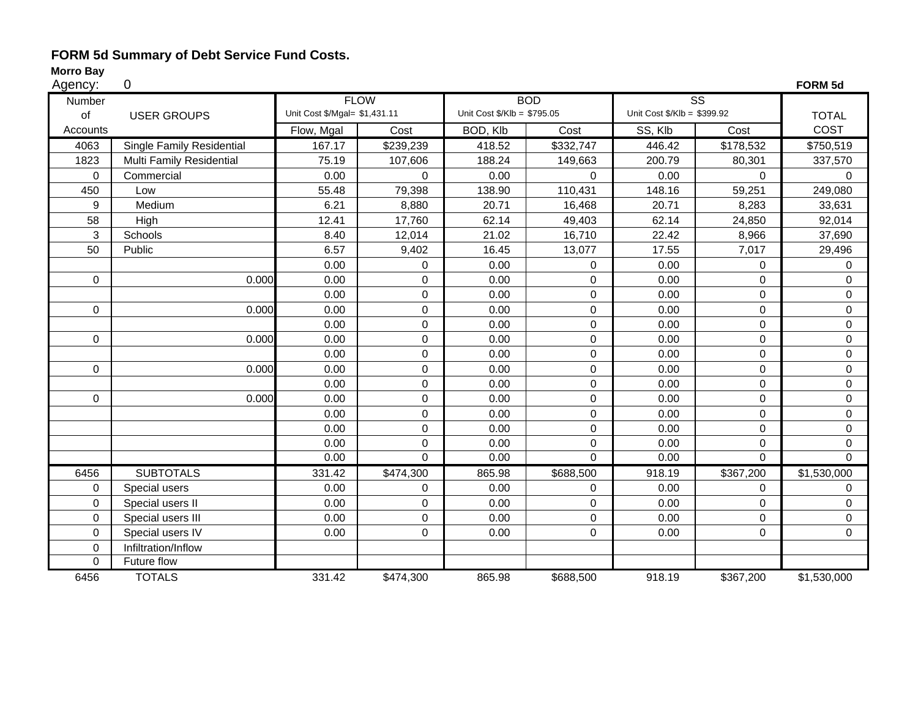# FORM 5d Summary of Debt Service Fund Costs.

**Morro Bay**

Agency: 0

**FORM 5d**

| Number of Accounts | USER GROUPS | FLOW Unit Cost $/Mgal= $1,431.11 | | BOD Unit Cost $/Klb = $795.05 | | SS Unit Cost $/Klb = $399.92 | | TOTAL COST |
|---|---|---|---|---|---|---|---|---|
| | | Flow, Mgal | Cost | BOD, Klb | Cost | SS, Klb | Cost | |
| 4063 | Single Family Residential | 167.17 | $239,239 | 418.52 | $332,747 | 446.42 | $178,532 | $750,519 |
| 1823 | Multi Family Residential | 75.19 | 107,606 | 188.24 | 149,663 | 200.79 | 80,301 | 337,570 |
| 0 | Commercial | 0.00 | 0 | 0.00 | 0 | 0.00 | 0 | 0 |
| 450 | Low | 55.48 | 79,398 | 138.90 | 110,431 | 148.16 | 59,251 | 249,080 |
| 9 | Medium | 6.21 | 8,880 | 20.71 | 16,468 | 20.71 | 8,283 | 33,631 |
| 58 | High | 12.41 | 17,760 | 62.14 | 49,403 | 62.14 | 24,850 | 92,014 |
| 3 | Schools | 8.40 | 12,014 | 21.02 | 16,710 | 22.42 | 8,966 | 37,690 |
| 50 | Public | 6.57 | 9,402 | 16.45 | 13,077 | 17.55 | 7,017 | 29,496 |
| | | 0.00 | 0 | 0.00 | 0 | 0.00 | 0 | 0 |
| 0 | 0.000 | 0.00 | 0 | 0.00 | 0 | 0.00 | 0 | 0 |
| | | 0.00 | 0 | 0.00 | 0 | 0.00 | 0 | 0 |
| 0 | 0.000 | 0.00 | 0 | 0.00 | 0 | 0.00 | 0 | 0 |
| | | 0.00 | 0 | 0.00 | 0 | 0.00 | 0 | 0 |
| 0 | 0.000 | 0.00 | 0 | 0.00 | 0 | 0.00 | 0 | 0 |
| | | 0.00 | 0 | 0.00 | 0 | 0.00 | 0 | 0 |
| 0 | 0.000 | 0.00 | 0 | 0.00 | 0 | 0.00 | 0 | 0 |
| | | 0.00 | 0 | 0.00 | 0 | 0.00 | 0 | 0 |
| 0 | 0.000 | 0.00 | 0 | 0.00 | 0 | 0.00 | 0 | 0 |
| | | 0.00 | 0 | 0.00 | 0 | 0.00 | 0 | 0 |
| | | 0.00 | 0 | 0.00 | 0 | 0.00 | 0 | 0 |
| | | 0.00 | 0 | 0.00 | 0 | 0.00 | 0 | 0 |
| | | 0.00 | 0 | 0.00 | 0 | 0.00 | 0 | 0 |
| 6456 | SUBTOTALS | 331.42 | $474,300 | 865.98 | $688,500 | 918.19 | $367,200 | $1,530,000 |
| 0 | Special users | 0.00 | 0 | 0.00 | 0 | 0.00 | 0 | 0 |
| 0 | Special users II | 0.00 | 0 | 0.00 | 0 | 0.00 | 0 | 0 |
| 0 | Special users III | 0.00 | 0 | 0.00 | 0 | 0.00 | 0 | 0 |
| 0 | Special users IV | 0.00 | 0 | 0.00 | 0 | 0.00 | 0 | 0 |
| 0 | Infiltration/Inflow | | | | | | | |
| 0 | Future flow | | | | | | | |
| 6456 | TOTALS | 331.42 | $474,300 | 865.98 | $688,500 | 918.19 | $367,200 | $1,530,000 |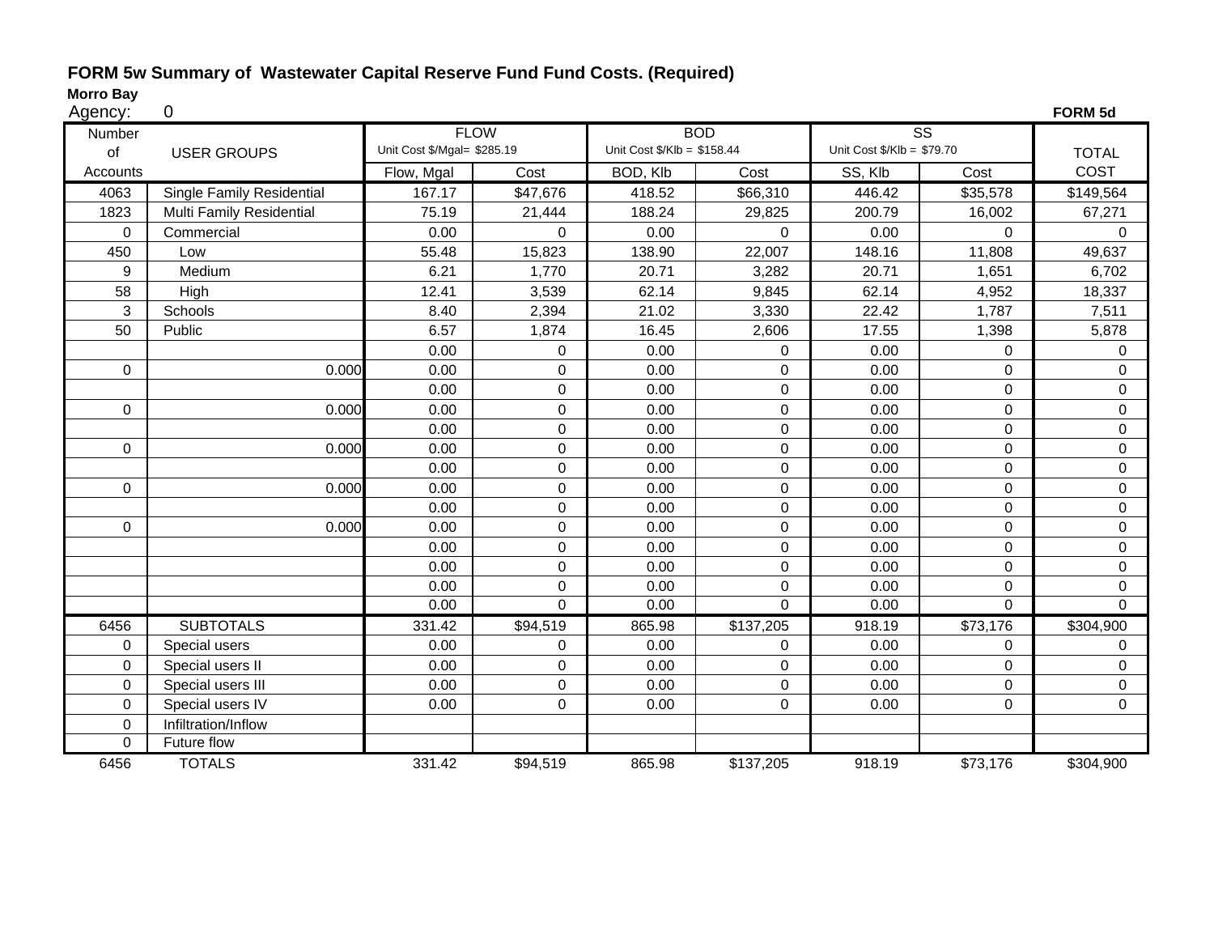**FORM 5w Summary of Wastewater Capital Reserve Fund Fund Costs. (Required)**

**Morro Bay**

Agency: 0 **FORM 5d**

| Number of Accounts | USER GROUPS | FLOW Unit Cost $/Mgal= $285.19 | | BOD Unit Cost $/Klb = $158.44 | | SS Unit Cost $/Klb = $79.70 | | TOTAL COST |
|---|---|---|---|---|---|---|---|---|
| | | Flow, Mgal | Cost | BOD, Klb | Cost | SS, Klb | Cost | |
| 4063 | Single Family Residential | 167.17 | $47,676 | 418.52 | $66,310 | 446.42 | $35,578 | $149,564 |
| 1823 | Multi Family Residential | 75.19 | 21,444 | 188.24 | 29,825 | 200.79 | 16,002 | 67,271 |
| 0 | Commercial | 0.00 | 0 | 0.00 | 0 | 0.00 | 0 | 0 |
| 450 | Low | 55.48 | 15,823 | 138.90 | 22,007 | 148.16 | 11,808 | 49,637 |
| 9 | Medium | 6.21 | 1,770 | 20.71 | 3,282 | 20.71 | 1,651 | 6,702 |
| 58 | High | 12.41 | 3,539 | 62.14 | 9,845 | 62.14 | 4,952 | 18,337 |
| 3 | Schools | 8.40 | 2,394 | 21.02 | 3,330 | 22.42 | 1,787 | 7,511 |
| 50 | Public | 6.57 | 1,874 | 16.45 | 2,606 | 17.55 | 1,398 | 5,878 |
| | | 0.00 | 0 | 0.00 | 0 | 0.00 | 0 | 0 |
| 0 | 0.000 | 0.00 | 0 | 0.00 | 0 | 0.00 | 0 | 0 |
| | | 0.00 | 0 | 0.00 | 0 | 0.00 | 0 | 0 |
| 0 | 0.000 | 0.00 | 0 | 0.00 | 0 | 0.00 | 0 | 0 |
| | | 0.00 | 0 | 0.00 | 0 | 0.00 | 0 | 0 |
| 0 | 0.000 | 0.00 | 0 | 0.00 | 0 | 0.00 | 0 | 0 |
| | | 0.00 | 0 | 0.00 | 0 | 0.00 | 0 | 0 |
| 0 | 0.000 | 0.00 | 0 | 0.00 | 0 | 0.00 | 0 | 0 |
| | | 0.00 | 0 | 0.00 | 0 | 0.00 | 0 | 0 |
| 0 | 0.000 | 0.00 | 0 | 0.00 | 0 | 0.00 | 0 | 0 |
| | | 0.00 | 0 | 0.00 | 0 | 0.00 | 0 | 0 |
| | | 0.00 | 0 | 0.00 | 0 | 0.00 | 0 | 0 |
| | | 0.00 | 0 | 0.00 | 0 | 0.00 | 0 | 0 |
| | | 0.00 | 0 | 0.00 | 0 | 0.00 | 0 | 0 |
| 6456 | SUBTOTALS | 331.42 | $94,519 | 865.98 | $137,205 | 918.19 | $73,176 | $304,900 |
| 0 | Special users | 0.00 | 0 | 0.00 | 0 | 0.00 | 0 | 0 |
| 0 | Special users II | 0.00 | 0 | 0.00 | 0 | 0.00 | 0 | 0 |
| 0 | Special users III | 0.00 | 0 | 0.00 | 0 | 0.00 | 0 | 0 |
| 0 | Special users IV | 0.00 | 0 | 0.00 | 0 | 0.00 | 0 | 0 |
| 0 | Infiltration/Inflow | | | | | | | |
| 0 | Future flow | | | | | | | |
| 6456 | TOTALS | 331.42 | $94,519 | 865.98 | $137,205 | 918.19 | $73,176 | $304,900 |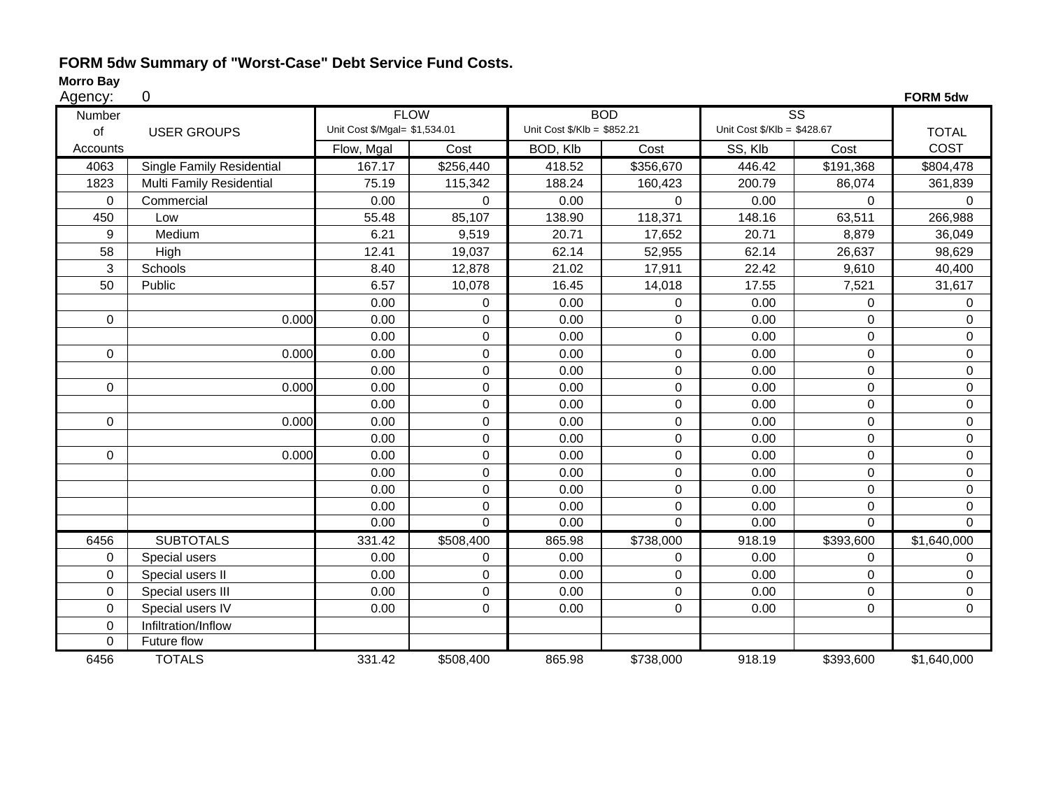**FORM 5dw Summary of "Worst-Case" Debt Service Fund Costs.**

**Morro Bay**

Agency: 0

**FORM 5dw**

| Number of Accounts | USER GROUPS | FLOW Unit Cost $/Mgal= $1,534.01 | | BOD Unit Cost $/Klb = $852.21 | | SS Unit Cost $/Klb = $428.67 | | TOTAL COST |
|---|---|---|---|---|---|---|---|---|
| | | Flow, Mgal | Cost | BOD, Klb | Cost | SS, Klb | Cost | |
| 4063 | Single Family Residential | 167.17 | $256,440 | 418.52 | $356,670 | 446.42 | $191,368 | $804,478 |
| 1823 | Multi Family Residential | 75.19 | 115,342 | 188.24 | 160,423 | 200.79 | 86,074 | 361,839 |
| 0 | Commercial | 0.00 | 0 | 0.00 | 0 | 0.00 | 0 | 0 |
| 450 | Low | 55.48 | 85,107 | 138.90 | 118,371 | 148.16 | 63,511 | 266,988 |
| 9 | Medium | 6.21 | 9,519 | 20.71 | 17,652 | 20.71 | 8,879 | 36,049 |
| 58 | High | 12.41 | 19,037 | 62.14 | 52,955 | 62.14 | 26,637 | 98,629 |
| 3 | Schools | 8.40 | 12,878 | 21.02 | 17,911 | 22.42 | 9,610 | 40,400 |
| 50 | Public | 6.57 | 10,078 | 16.45 | 14,018 | 17.55 | 7,521 | 31,617 |
| | | 0.00 | 0 | 0.00 | 0 | 0.00 | 0 | 0 |
| 0 | 0.000 | 0.00 | 0 | 0.00 | 0 | 0.00 | 0 | 0 |
| | | 0.00 | 0 | 0.00 | 0 | 0.00 | 0 | 0 |
| 0 | 0.000 | 0.00 | 0 | 0.00 | 0 | 0.00 | 0 | 0 |
| | | 0.00 | 0 | 0.00 | 0 | 0.00 | 0 | 0 |
| 0 | 0.000 | 0.00 | 0 | 0.00 | 0 | 0.00 | 0 | 0 |
| | | 0.00 | 0 | 0.00 | 0 | 0.00 | 0 | 0 |
| 0 | 0.000 | 0.00 | 0 | 0.00 | 0 | 0.00 | 0 | 0 |
| | | 0.00 | 0 | 0.00 | 0 | 0.00 | 0 | 0 |
| 0 | 0.000 | 0.00 | 0 | 0.00 | 0 | 0.00 | 0 | 0 |
| | | 0.00 | 0 | 0.00 | 0 | 0.00 | 0 | 0 |
| | | 0.00 | 0 | 0.00 | 0 | 0.00 | 0 | 0 |
| | | 0.00 | 0 | 0.00 | 0 | 0.00 | 0 | 0 |
| | | 0.00 | 0 | 0.00 | 0 | 0.00 | 0 | 0 |
| 6456 | SUBTOTALS | 331.42 | $508,400 | 865.98 | $738,000 | 918.19 | $393,600 | $1,640,000 |
| 0 | Special users | 0.00 | 0 | 0.00 | 0 | 0.00 | 0 | 0 |
| 0 | Special users II | 0.00 | 0 | 0.00 | 0 | 0.00 | 0 | 0 |
| 0 | Special users III | 0.00 | 0 | 0.00 | 0 | 0.00 | 0 | 0 |
| 0 | Special users IV | 0.00 | 0 | 0.00 | 0 | 0.00 | 0 | 0 |
| 0 | Infiltration/Inflow | | | | | | | |
| 0 | Future flow | | | | | | | |
| 6456 | TOTALS | 331.42 | $508,400 | 865.98 | $738,000 | 918.19 | $393,600 | $1,640,000 |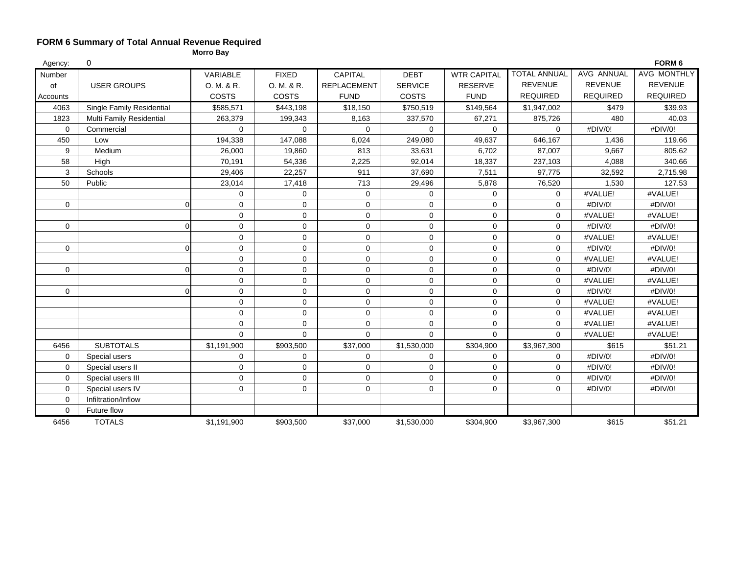# FORM 6 Summary of Total Annual Revenue Required

**Morro Bay**

Agency: 0 **FORM 6**

| Number of Accounts | USER GROUPS | VARIABLE O. M. & R. COSTS | FIXED O. M. & R. COSTS | CAPITAL REPLACEMENT FUND | DEBT SERVICE COSTS | WTR CAPITAL RESERVE FUND | TOTAL ANNUAL REVENUE REQUIRED | AVG ANNUAL REVENUE REQUIRED | AVG MONTHLY REVENUE REQUIRED |
|---|---|---|---|---|---|---|---|---|---|
| 4063 | Single Family Residential | $585,571 | $443,198 | $18,150 | $750,519 | $149,564 | $1,947,002 | $479 | $39.93 |
| 1823 | Multi Family Residential | 263,379 | 199,343 | 8,163 | 337,570 | 67,271 | 875,726 | 480 | 40.03 |
| 0 | Commercial | 0 | 0 | 0 | 0 | 0 | 0 | #DIV/0! | #DIV/0! |
| 450 | Low | 194,338 | 147,088 | 6,024 | 249,080 | 49,637 | 646,167 | 1,436 | 119.66 |
| 9 | Medium | 26,000 | 19,860 | 813 | 33,631 | 6,702 | 87,007 | 9,667 | 805.62 |
| 58 | High | 70,191 | 54,336 | 2,225 | 92,014 | 18,337 | 237,103 | 4,088 | 340.66 |
| 3 | Schools | 29,406 | 22,257 | 911 | 37,690 | 7,511 | 97,775 | 32,592 | 2,715.98 |
| 50 | Public | 23,014 | 17,418 | 713 | 29,496 | 5,878 | 76,520 | 1,530 | 127.53 |
| | | 0 | 0 | 0 | 0 | 0 | 0 | #VALUE! | #VALUE! |
| 0 | 0 | 0 | 0 | 0 | 0 | 0 | 0 | #DIV/0! | #DIV/0! |
| | | 0 | 0 | 0 | 0 | 0 | 0 | #VALUE! | #VALUE! |
| 0 | 0 | 0 | 0 | 0 | 0 | 0 | 0 | #DIV/0! | #DIV/0! |
| | | 0 | 0 | 0 | 0 | 0 | 0 | #VALUE! | #VALUE! |
| 0 | 0 | 0 | 0 | 0 | 0 | 0 | 0 | #DIV/0! | #DIV/0! |
| | | 0 | 0 | 0 | 0 | 0 | 0 | #VALUE! | #VALUE! |
| 0 | 0 | 0 | 0 | 0 | 0 | 0 | 0 | #DIV/0! | #DIV/0! |
| | | 0 | 0 | 0 | 0 | 0 | 0 | #VALUE! | #VALUE! |
| 0 | 0 | 0 | 0 | 0 | 0 | 0 | 0 | #DIV/0! | #DIV/0! |
| | | 0 | 0 | 0 | 0 | 0 | 0 | #VALUE! | #VALUE! |
| | | 0 | 0 | 0 | 0 | 0 | 0 | #VALUE! | #VALUE! |
| | | 0 | 0 | 0 | 0 | 0 | 0 | #VALUE! | #VALUE! |
| | | 0 | 0 | 0 | 0 | 0 | 0 | #VALUE! | #VALUE! |
| 6456 | SUBTOTALS | $1,191,900 | $903,500 | $37,000 | $1,530,000 | $304,900 | $3,967,300 | $615 | $51.21 |
| 0 | Special users | 0 | 0 | 0 | 0 | 0 | 0 | #DIV/0! | #DIV/0! |
| 0 | Special users II | 0 | 0 | 0 | 0 | 0 | 0 | #DIV/0! | #DIV/0! |
| 0 | Special users III | 0 | 0 | 0 | 0 | 0 | 0 | #DIV/0! | #DIV/0! |
| 0 | Special users IV | 0 | 0 | 0 | 0 | 0 | 0 | #DIV/0! | #DIV/0! |
| 0 | Infiltration/Inflow | | | | | | | | |
| 0 | Future flow | | | | | | | | |
| 6456 | TOTALS | $1,191,900 | $903,500 | $37,000 | $1,530,000 | $304,900 | $3,967,300 | $615 | $51.21 |